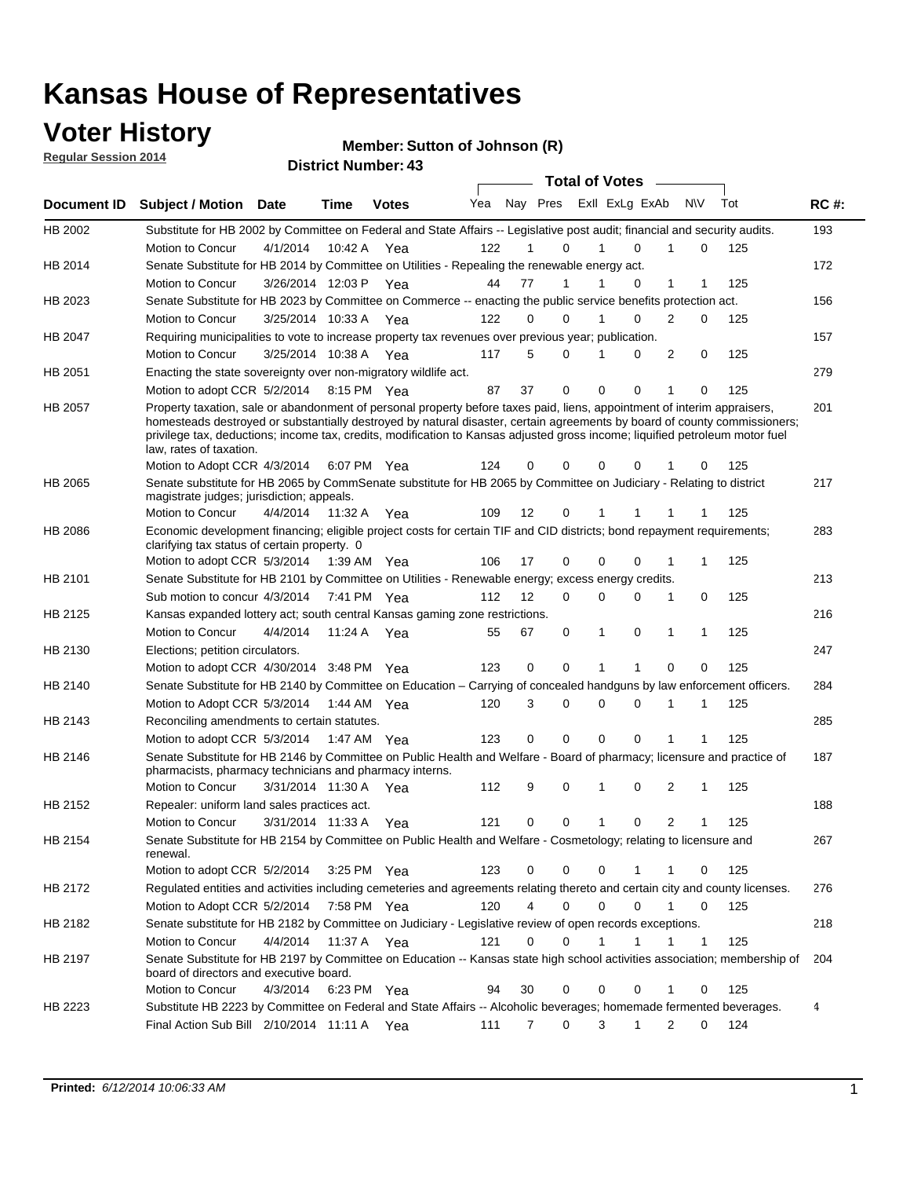# Kansas House of Representatives

## Voter History

**Regular Session 2014**

**Member: Sutton of Johnson (R)**

**District Number: 43**

| Document ID | Subject / Motion | Date | Time | Votes | Yea | Nay | Pres | ExII | ExLg | ExAb | N\V | Tot | RC #: |
|---|---|---|---|---|---|---|---|---|---|---|---|---|---|
| HB 2002 | Substitute for HB 2002 by Committee on Federal and State Affairs -- Legislative post audit; financial and security audits. | | | | | | | | | | | | 193 |
| | Motion to Concur | 4/1/2014 | 10:42 A | Yea | 122 | 1 | 0 | 1 | 0 | 1 | 0 | 125 | |
| HB 2014 | Senate Substitute for HB 2014 by Committee on Utilities - Repealing the renewable energy act. | | | | | | | | | | | | 172 |
| | Motion to Concur | 3/26/2014 | 12:03 P | Yea | 44 | 77 | 1 | 1 | 0 | 1 | 1 | 125 | |
| HB 2023 | Senate Substitute for HB 2023 by Committee on Commerce -- enacting the public service benefits protection act. | | | | | | | | | | | | 156 |
| | Motion to Concur | 3/25/2014 | 10:33 A | Yea | 122 | 0 | 0 | 1 | 0 | 2 | 0 | 125 | |
| HB 2047 | Requiring municipalities to vote to increase property tax revenues over previous year; publication. | | | | | | | | | | | | 157 |
| | Motion to Concur | 3/25/2014 | 10:38 A | Yea | 117 | 5 | 0 | 1 | 0 | 2 | 0 | 125 | |
| HB 2051 | Enacting the state sovereignty over non-migratory wildlife act. | | | | | | | | | | | | 279 |
| | Motion to adopt CCR | 5/2/2014 | 8:15 PM | Yea | 87 | 37 | 0 | 0 | 0 | 1 | 0 | 125 | |
| HB 2057 | Property taxation, sale or abandonment of personal property before taxes paid, liens, appointment of interim appraisers, homesteads destroyed or substantially destroyed by natural disaster, certain agreements by board of county commissioners; privilege tax, deductions; income tax, credits, modification to Kansas adjusted gross income; liquified petroleum motor fuel law, rates of taxation. | | | | | | | | | | | | 201 |
| | Motion to Adopt CCR | 4/3/2014 | 6:07 PM | Yea | 124 | 0 | 0 | 0 | 0 | 1 | 0 | 125 | |
| HB 2065 | Senate substitute for HB 2065 by CommSenate substitute for HB 2065 by Committee on Judiciary - Relating to district magistrate judges; jurisdiction; appeals. | | | | | | | | | | | | 217 |
| | Motion to Concur | 4/4/2014 | 11:32 A | Yea | 109 | 12 | 0 | 1 | 1 | 1 | 1 | 125 | |
| HB 2086 | Economic development financing; eligible project costs for certain TIF and CID districts; bond repayment requirements; clarifying tax status of certain property. 0 | | | | | | | | | | | | 283 |
| | Motion to adopt CCR | 5/3/2014 | 1:39 AM | Yea | 106 | 17 | 0 | 0 | 0 | 1 | 1 | 125 | |
| HB 2101 | Senate Substitute for HB 2101 by Committee on Utilities - Renewable energy; excess energy credits. | | | | | | | | | | | | 213 |
| | Sub motion to concur | 4/3/2014 | 7:41 PM | Yea | 112 | 12 | 0 | 0 | 0 | 1 | 0 | 125 | |
| HB 2125 | Kansas expanded lottery act; south central Kansas gaming zone restrictions. | | | | | | | | | | | | 216 |
| | Motion to Concur | 4/4/2014 | 11:24 A | Yea | 55 | 67 | 0 | 1 | 0 | 1 | 1 | 125 | |
| HB 2130 | Elections; petition circulators. | | | | | | | | | | | | 247 |
| | Motion to adopt CCR | 4/30/2014 | 3:48 PM | Yea | 123 | 0 | 0 | 1 | 1 | 0 | 0 | 125 | |
| HB 2140 | Senate Substitute for HB 2140 by Committee on Education – Carrying of concealed handguns by law enforcement officers. | | | | | | | | | | | | 284 |
| | Motion to Adopt CCR | 5/3/2014 | 1:44 AM | Yea | 120 | 3 | 0 | 0 | 0 | 1 | 1 | 125 | |
| HB 2143 | Reconciling amendments to certain statutes. | | | | | | | | | | | | 285 |
| | Motion to adopt CCR | 5/3/2014 | 1:47 AM | Yea | 123 | 0 | 0 | 0 | 0 | 1 | 1 | 125 | |
| HB 2146 | Senate Substitute for HB 2146 by Committee on Public Health and Welfare - Board of pharmacy; licensure and practice of pharmacists, pharmacy technicians and pharmacy interns. | | | | | | | | | | | | 187 |
| | Motion to Concur | 3/31/2014 | 11:30 A | Yea | 112 | 9 | 0 | 1 | 0 | 2 | 1 | 125 | |
| HB 2152 | Repealer: uniform land sales practices act. | | | | | | | | | | | | 188 |
| | Motion to Concur | 3/31/2014 | 11:33 A | Yea | 121 | 0 | 0 | 1 | 0 | 2 | 1 | 125 | |
| HB 2154 | Senate Substitute for HB 2154 by Committee on Public Health and Welfare - Cosmetology; relating to licensure and renewal. | | | | | | | | | | | | 267 |
| | Motion to adopt CCR | 5/2/2014 | 3:25 PM | Yea | 123 | 0 | 0 | 0 | 1 | 1 | 0 | 125 | |
| HB 2172 | Regulated entities and activities including cemeteries and agreements relating thereto and certain city and county licenses. | | | | | | | | | | | | 276 |
| | Motion to Adopt CCR | 5/2/2014 | 7:58 PM | Yea | 120 | 4 | 0 | 0 | 0 | 1 | 0 | 125 | |
| HB 2182 | Senate substitute for HB 2182 by Committee on Judiciary - Legislative review of open records exceptions. | | | | | | | | | | | | 218 |
| | Motion to Concur | 4/4/2014 | 11:37 A | Yea | 121 | 0 | 0 | 1 | 1 | 1 | 1 | 125 | |
| HB 2197 | Senate Substitute for HB 2197 by Committee on Education -- Kansas state high school activities association; membership of board of directors and executive board. | | | | | | | | | | | | 204 |
| | Motion to Concur | 4/3/2014 | 6:23 PM | Yea | 94 | 30 | 0 | 0 | 0 | 1 | 0 | 125 | |
| HB 2223 | Substitute HB 2223 by Committee on Federal and State Affairs -- Alcoholic beverages; homemade fermented beverages. | | | | | | | | | | | | 4 |
| | Final Action Sub Bill | 2/10/2014 | 11:11 A | Yea | 111 | 7 | 0 | 3 | 1 | 2 | 0 | 124 | |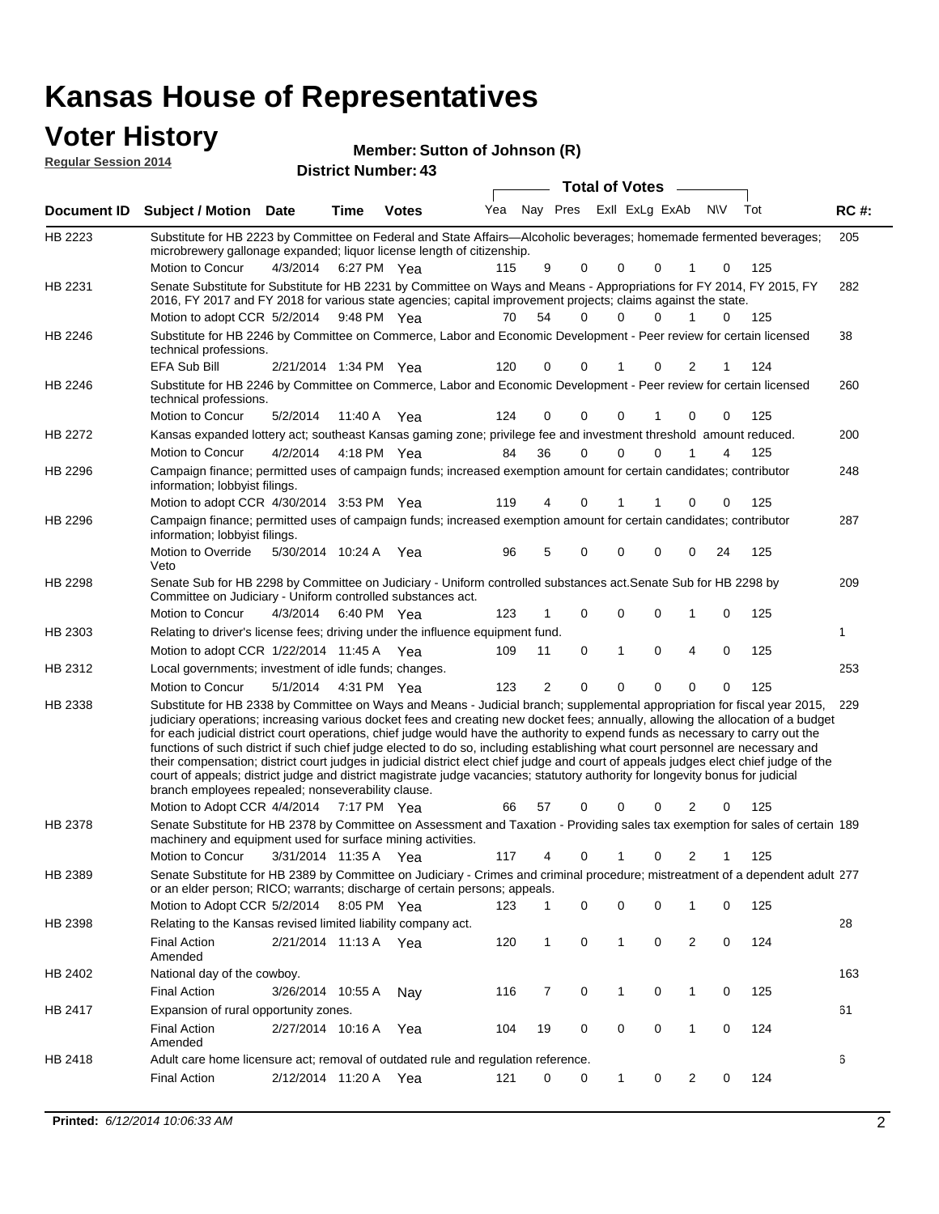# Kansas House of Representatives

## Voter History

**Regular Session 2014**

**Member: Sutton of Johnson (R)**

**District Number: 43**

| Document ID | Subject / Motion | Date | Time | Votes | Yea | Nay | Pres | ExII | ExLg | ExAb | N\V | Tot | RC #: |
|---|---|---|---|---|---|---|---|---|---|---|---|---|---|
| HB 2223 | Substitute for HB 2223 by Committee on Federal and State Affairs—Alcoholic beverages; homemade fermented beverages; microbrewery gallonage expanded; liquor license length of citizenship. | | | | | | | | | | | | 205 |
| | Motion to Concur | 4/3/2014 | 6:27 PM | Yea | 115 | 9 | 0 | 0 | 0 | 1 | 0 | 125 | |
| HB 2231 | Senate Substitute for Substitute for HB 2231 by Committee on Ways and Means - Appropriations for FY 2014, FY 2015, FY 2016, FY 2017 and FY 2018 for various state agencies; capital improvement projects; claims against the state. | | | | | | | | | | | | 282 |
| | Motion to adopt CCR | 5/2/2014 | 9:48 PM | Yea | 70 | 54 | 0 | 0 | 0 | 1 | 0 | 125 | |
| HB 2246 | Substitute for HB 2246 by Committee on Commerce, Labor and Economic Development - Peer review for certain licensed technical professions. | | | | | | | | | | | | 38 |
| | EFA Sub Bill | 2/21/2014 | 1:34 PM | Yea | 120 | 0 | 0 | 1 | 0 | 2 | 1 | 124 | |
| HB 2246 | Substitute for HB 2246 by Committee on Commerce, Labor and Economic Development - Peer review for certain licensed technical professions. | | | | | | | | | | | | 260 |
| | Motion to Concur | 5/2/2014 | 11:40 A | Yea | 124 | 0 | 0 | 0 | 1 | 0 | 0 | 125 | |
| HB 2272 | Kansas expanded lottery act; southeast Kansas gaming zone; privilege fee and investment threshold amount reduced. | | | | | | | | | | | | 200 |
| | Motion to Concur | 4/2/2014 | 4:18 PM | Yea | 84 | 36 | 0 | 0 | 0 | 1 | 4 | 125 | |
| HB 2296 | Campaign finance; permitted uses of campaign funds; increased exemption amount for certain candidates; contributor information; lobbyist filings. | | | | | | | | | | | | 248 |
| | Motion to adopt CCR | 4/30/2014 | 3:53 PM | Yea | 119 | 4 | 0 | 1 | 1 | 0 | 0 | 125 | |
| HB 2296 | Campaign finance; permitted uses of campaign funds; increased exemption amount for certain candidates; contributor information; lobbyist filings. | | | | | | | | | | | | 287 |
| | Motion to Override Veto | 5/30/2014 | 10:24 A | Yea | 96 | 5 | 0 | 0 | 0 | 0 | 24 | 125 | |
| HB 2298 | Senate Sub for HB 2298 by Committee on Judiciary - Uniform controlled substances act.Senate Sub for HB 2298 by Committee on Judiciary - Uniform controlled substances act. | | | | | | | | | | | | 209 |
| | Motion to Concur | 4/3/2014 | 6:40 PM | Yea | 123 | 1 | 0 | 0 | 0 | 1 | 0 | 125 | |
| HB 2303 | Relating to driver's license fees; driving under the influence equipment fund. | | | | | | | | | | | | 1 |
| | Motion to adopt CCR | 1/22/2014 | 11:45 A | Yea | 109 | 11 | 0 | 1 | 0 | 4 | 0 | 125 | |
| HB 2312 | Local governments; investment of idle funds; changes. | | | | | | | | | | | | 253 |
| | Motion to Concur | 5/1/2014 | 4:31 PM | Yea | 123 | 2 | 0 | 0 | 0 | 0 | 0 | 125 | |
| HB 2338 | Substitute for HB 2338 by Committee on Ways and Means - Judicial branch; supplemental appropriation for fiscal year 2015, judiciary operations; increasing various docket fees and creating new docket fees; annually, allowing the allocation of a budget for each judicial district court operations, chief judge would have the authority to expend funds as necessary to carry out the functions of such district if such chief judge elected to do so, including establishing what court personnel are necessary and their compensation; district court judges in judicial district elect chief judge and court of appeals judges elect chief judge of the court of appeals; district judge and district magistrate judge vacancies; statutory authority for longevity bonus for judicial branch employees repealed; nonseverability clause. | | | | | | | | | | | | 229 |
| | Motion to Adopt CCR | 4/4/2014 | 7:17 PM | Yea | 66 | 57 | 0 | 0 | 0 | 2 | 0 | 125 | |
| HB 2378 | Senate Substitute for HB 2378 by Committee on Assessment and Taxation - Providing sales tax exemption for sales of certain machinery and equipment used for surface mining activities. | | | | | | | | | | | | 189 |
| | Motion to Concur | 3/31/2014 | 11:35 A | Yea | 117 | 4 | 0 | 1 | 0 | 2 | 1 | 125 | |
| HB 2389 | Senate Substitute for HB 2389 by Committee on Judiciary - Crimes and criminal procedure; mistreatment of a dependent adult or an elder person; RICO; warrants; discharge of certain persons; appeals. | | | | | | | | | | | | 277 |
| | Motion to Adopt CCR | 5/2/2014 | 8:05 PM | Yea | 123 | 1 | 0 | 0 | 0 | 1 | 0 | 125 | |
| HB 2398 | Relating to the Kansas revised limited liability company act. | | | | | | | | | | | | 28 |
| | Final Action Amended | 2/21/2014 | 11:13 A | Yea | 120 | 1 | 0 | 1 | 0 | 2 | 0 | 124 | |
| HB 2402 | National day of the cowboy. | | | | | | | | | | | | 163 |
| | Final Action | 3/26/2014 | 10:55 A | Nay | 116 | 7 | 0 | 1 | 0 | 1 | 0 | 125 | |
| HB 2417 | Expansion of rural opportunity zones. | | | | | | | | | | | | 61 |
| | Final Action Amended | 2/27/2014 | 10:16 A | Yea | 104 | 19 | 0 | 0 | 0 | 1 | 0 | 124 | |
| HB 2418 | Adult care home licensure act; removal of outdated rule and regulation reference. | | | | | | | | | | | | 6 |
| | Final Action | 2/12/2014 | 11:20 A | Yea | 121 | 0 | 0 | 1 | 0 | 2 | 0 | 124 | |

**Printed:** *6/12/2014 10:06:33 AM*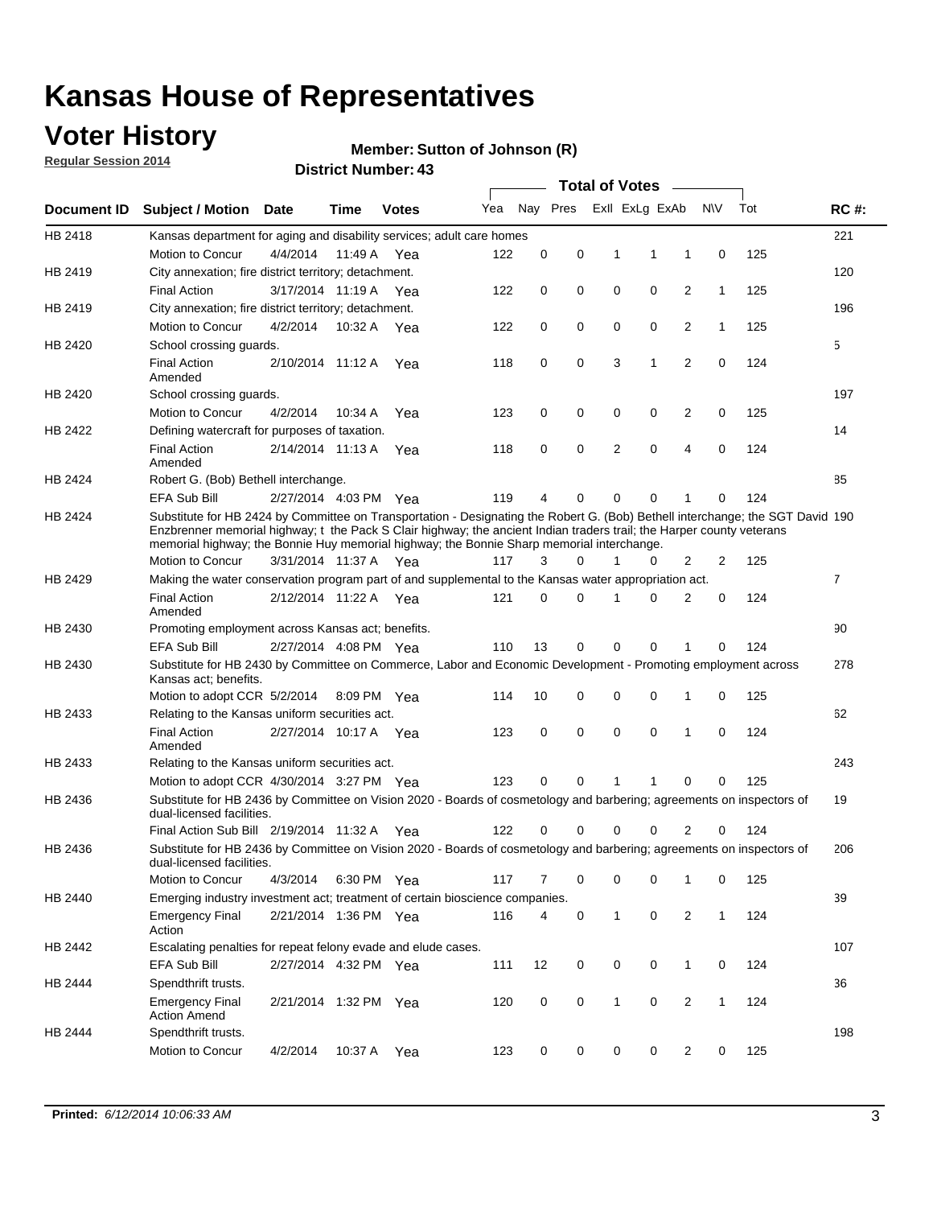# Kansas House of Representatives

## Voter History

**Regular Session 2014**

**Member: Sutton of Johnson (R)**

**District Number: 43**

| Document ID | Subject / Motion | Date | Time | Votes | Yea | Nay | Pres | ExII | ExLg | ExAb | N\V | Tot | RC #: |
|---|---|---|---|---|---|---|---|---|---|---|---|---|---|
| HB 2418 | Kansas department for aging and disability services; adult care homes | | | | | | | | | | | | 221 |
| | Motion to Concur | 4/4/2014 | 11:49 A | Yea | 122 | 0 | 0 | 1 | 1 | 1 | 0 | 125 | |
| HB 2419 | City annexation; fire district territory; detachment. | | | | | | | | | | | | 120 |
| | Final Action | 3/17/2014 | 11:19 A | Yea | 122 | 0 | 0 | 0 | 0 | 2 | 1 | 125 | |
| HB 2419 | City annexation; fire district territory; detachment. | | | | | | | | | | | | 196 |
| | Motion to Concur | 4/2/2014 | 10:32 A | Yea | 122 | 0 | 0 | 0 | 0 | 2 | 1 | 125 | |
| HB 2420 | School crossing guards. | | | | | | | | | | | | 5 |
| | Final Action Amended | 2/10/2014 | 11:12 A | Yea | 118 | 0 | 0 | 3 | 1 | 2 | 0 | 124 | |
| HB 2420 | School crossing guards. | | | | | | | | | | | | 197 |
| | Motion to Concur | 4/2/2014 | 10:34 A | Yea | 123 | 0 | 0 | 0 | 0 | 2 | 0 | 125 | |
| HB 2422 | Defining watercraft for purposes of taxation. | | | | | | | | | | | | 14 |
| | Final Action Amended | 2/14/2014 | 11:13 A | Yea | 118 | 0 | 0 | 2 | 0 | 4 | 0 | 124 | |
| HB 2424 | Robert G. (Bob) Bethell interchange. | | | | | | | | | | | | 85 |
| | EFA Sub Bill | 2/27/2014 | 4:03 PM | Yea | 119 | 4 | 0 | 0 | 0 | 1 | 0 | 124 | |
| HB 2424 | Substitute for HB 2424 by Committee on Transportation - Designating the Robert G. (Bob) Bethell interchange; the SGT David Enzbrenner memorial highway; t the Pack S Clair highway; the ancient Indian traders trail; the Harper county veterans memorial highway; the Bonnie Huy memorial highway; the Bonnie Sharp memorial interchange. | | | | | | | | | | | | 190 |
| | Motion to Concur | 3/31/2014 | 11:37 A | Yea | 117 | 3 | 0 | 1 | 0 | 2 | 2 | 125 | |
| HB 2429 | Making the water conservation program part of and supplemental to the Kansas water appropriation act. | | | | | | | | | | | | 7 |
| | Final Action Amended | 2/12/2014 | 11:22 A | Yea | 121 | 0 | 0 | 1 | 0 | 2 | 0 | 124 | |
| HB 2430 | Promoting employment across Kansas act; benefits. | | | | | | | | | | | | 90 |
| | EFA Sub Bill | 2/27/2014 | 4:08 PM | Yea | 110 | 13 | 0 | 0 | 0 | 1 | 0 | 124 | |
| HB 2430 | Substitute for HB 2430 by Committee on Commerce, Labor and Economic Development - Promoting employment across Kansas act; benefits. | | | | | | | | | | | | 278 |
| | Motion to adopt CCR | 5/2/2014 | 8:09 PM | Yea | 114 | 10 | 0 | 0 | 0 | 1 | 0 | 125 | |
| HB 2433 | Relating to the Kansas uniform securities act. | | | | | | | | | | | | 62 |
| | Final Action Amended | 2/27/2014 | 10:17 A | Yea | 123 | 0 | 0 | 0 | 0 | 1 | 0 | 124 | |
| HB 2433 | Relating to the Kansas uniform securities act. | | | | | | | | | | | | 243 |
| | Motion to adopt CCR | 4/30/2014 | 3:27 PM | Yea | 123 | 0 | 0 | 1 | 1 | 0 | 0 | 125 | |
| HB 2436 | Substitute for HB 2436 by Committee on Vision 2020 - Boards of cosmetology and barbering; agreements on inspectors of dual-licensed facilities. | | | | | | | | | | | | 19 |
| | Final Action Sub Bill | 2/19/2014 | 11:32 A | Yea | 122 | 0 | 0 | 0 | 0 | 2 | 0 | 124 | |
| HB 2436 | Substitute for HB 2436 by Committee on Vision 2020 - Boards of cosmetology and barbering; agreements on inspectors of dual-licensed facilities. | | | | | | | | | | | | 206 |
| | Motion to Concur | 4/3/2014 | 6:30 PM | Yea | 117 | 7 | 0 | 0 | 0 | 1 | 0 | 125 | |
| HB 2440 | Emerging industry investment act; treatment of certain bioscience companies. | | | | | | | | | | | | 39 |
| | Emergency Final Action | 2/21/2014 | 1:36 PM | Yea | 116 | 4 | 0 | 1 | 0 | 2 | 1 | 124 | |
| HB 2442 | Escalating penalties for repeat felony evade and elude cases. | | | | | | | | | | | | 107 |
| | EFA Sub Bill | 2/27/2014 | 4:32 PM | Yea | 111 | 12 | 0 | 0 | 0 | 1 | 0 | 124 | |
| HB 2444 | Spendthrift trusts. | | | | | | | | | | | | 36 |
| | Emergency Final Action Amend | 2/21/2014 | 1:32 PM | Yea | 120 | 0 | 0 | 1 | 0 | 2 | 1 | 124 | |
| HB 2444 | Spendthrift trusts. | | | | | | | | | | | | 198 |
| | Motion to Concur | 4/2/2014 | 10:37 A | Yea | 123 | 0 | 0 | 0 | 0 | 2 | 0 | 125 | |

**Printed:** *6/12/2014 10:06:33 AM*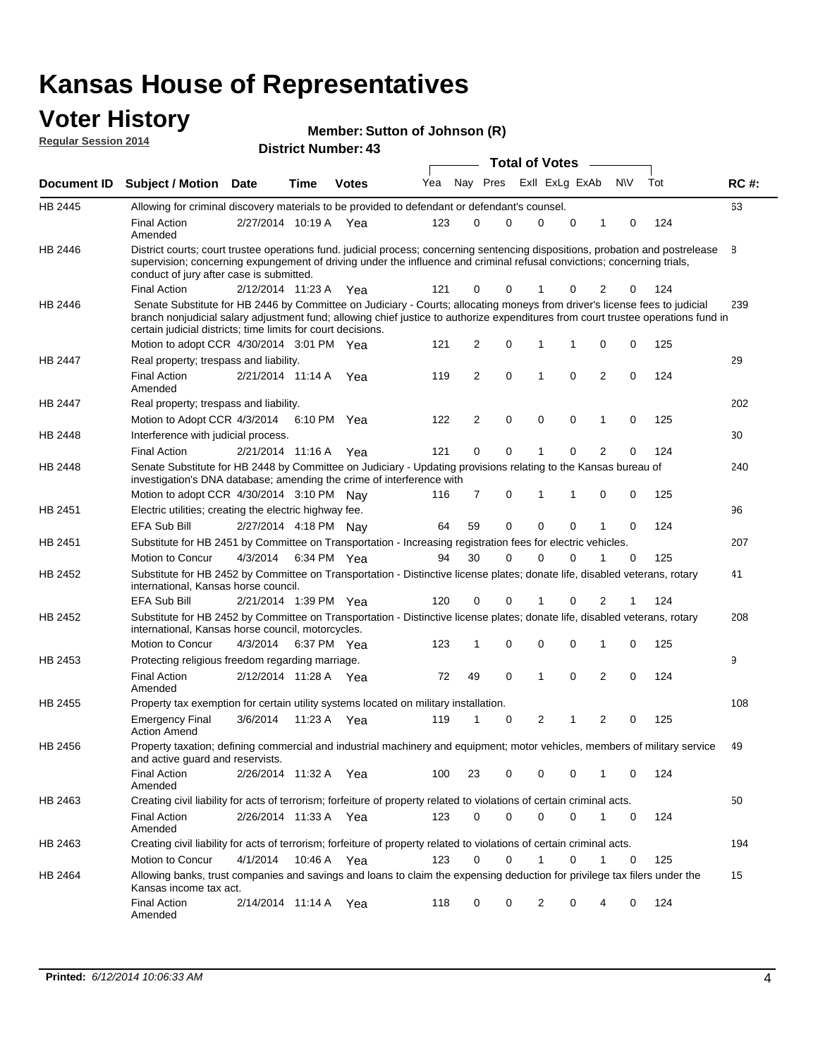# Kansas House of Representatives

## Voter History

**Regular Session 2014**

**Member: Sutton of Johnson (R)**

**District Number: 43**

| Document ID | Subject / Motion | Date | Time | Votes | Yea | Nay | Pres | ExII | ExLg | ExAb | N\V | Tot | RC #: |
|---|---|---|---|---|---|---|---|---|---|---|---|---|---|
| HB 2445 | Allowing for criminal discovery materials to be provided to defendant or defendant's counsel. | | | | | | | | | | | | 63 |
| | Final Action Amended | 2/27/2014 | 10:19 A | Yea | 123 | 0 | 0 | 0 | 0 | 1 | 0 | 124 | |
| HB 2446 | District courts; court trustee operations fund. judicial process; concerning sentencing dispositions, probation and postrelease supervision; concerning expungement of driving under the influence and criminal refusal convictions; concerning trials, conduct of jury after case is submitted. | | | | | | | | | | | | 8 |
| | Final Action | 2/12/2014 | 11:23 A | Yea | 121 | 0 | 0 | 1 | 0 | 2 | 0 | 124 | |
| HB 2446 | Senate Substitute for HB 2446 by Committee on Judiciary - Courts; allocating moneys from driver's license fees to judicial branch nonjudicial salary adjustment fund; allowing chief justice to authorize expenditures from court trustee operations fund in certain judicial districts; time limits for court decisions. | | | | | | | | | | | | 239 |
| | Motion to adopt CCR | 4/30/2014 | 3:01 PM | Yea | 121 | 2 | 0 | 1 | 1 | 0 | 0 | 125 | |
| HB 2447 | Real property; trespass and liability. | | | | | | | | | | | | 29 |
| | Final Action Amended | 2/21/2014 | 11:14 A | Yea | 119 | 2 | 0 | 1 | 0 | 2 | 0 | 124 | |
| HB 2447 | Real property; trespass and liability. | | | | | | | | | | | | 202 |
| | Motion to Adopt CCR | 4/3/2014 | 6:10 PM | Yea | 122 | 2 | 0 | 0 | 0 | 1 | 0 | 125 | |
| HB 2448 | Interference with judicial process. | | | | | | | | | | | | 30 |
| | Final Action | 2/21/2014 | 11:16 A | Yea | 121 | 0 | 0 | 1 | 0 | 2 | 0 | 124 | |
| HB 2448 | Senate Substitute for HB 2448 by Committee on Judiciary - Updating provisions relating to the Kansas bureau of investigation's DNA database; amending the crime of interference with | | | | | | | | | | | | 240 |
| | Motion to adopt CCR | 4/30/2014 | 3:10 PM | Nay | 116 | 7 | 0 | 1 | 1 | 0 | 0 | 125 | |
| HB 2451 | Electric utilities; creating the electric highway fee. | | | | | | | | | | | | 96 |
| | EFA Sub Bill | 2/27/2014 | 4:18 PM | Nay | 64 | 59 | 0 | 0 | 0 | 1 | 0 | 124 | |
| HB 2451 | Substitute for HB 2451 by Committee on Transportation - Increasing registration fees for electric vehicles. | | | | | | | | | | | | 207 |
| | Motion to Concur | 4/3/2014 | 6:34 PM | Yea | 94 | 30 | 0 | 0 | 0 | 1 | 0 | 125 | |
| HB 2452 | Substitute for HB 2452 by Committee on Transportation - Distinctive license plates; donate life, disabled veterans, rotary international, Kansas horse council. | | | | | | | | | | | | 41 |
| | EFA Sub Bill | 2/21/2014 | 1:39 PM | Yea | 120 | 0 | 0 | 1 | 0 | 2 | 1 | 124 | |
| HB 2452 | Substitute for HB 2452 by Committee on Transportation - Distinctive license plates; donate life, disabled veterans, rotary international, Kansas horse council, motorcycles. | | | | | | | | | | | | 208 |
| | Motion to Concur | 4/3/2014 | 6:37 PM | Yea | 123 | 1 | 0 | 0 | 0 | 1 | 0 | 125 | |
| HB 2453 | Protecting religious freedom regarding marriage. | | | | | | | | | | | | 9 |
| | Final Action Amended | 2/12/2014 | 11:28 A | Yea | 72 | 49 | 0 | 1 | 0 | 2 | 0 | 124 | |
| HB 2455 | Property tax exemption for certain utility systems located on military installation. | | | | | | | | | | | | 108 |
| | Emergency Final Action Amend | 3/6/2014 | 11:23 A | Yea | 119 | 1 | 0 | 2 | 1 | 2 | 0 | 125 | |
| HB 2456 | Property taxation; defining commercial and industrial machinery and equipment; motor vehicles, members of military service and active guard and reservists. | | | | | | | | | | | | 49 |
| | Final Action Amended | 2/26/2014 | 11:32 A | Yea | 100 | 23 | 0 | 0 | 0 | 1 | 0 | 124 | |
| HB 2463 | Creating civil liability for acts of terrorism; forfeiture of property related to violations of certain criminal acts. | | | | | | | | | | | | 50 |
| | Final Action Amended | 2/26/2014 | 11:33 A | Yea | 123 | 0 | 0 | 0 | 0 | 1 | 0 | 124 | |
| HB 2463 | Creating civil liability for acts of terrorism; forfeiture of property related to violations of certain criminal acts. | | | | | | | | | | | | 194 |
| | Motion to Concur | 4/1/2014 | 10:46 A | Yea | 123 | 0 | 0 | 1 | 0 | 1 | 0 | 125 | |
| HB 2464 | Allowing banks, trust companies and savings and loans to claim the expensing deduction for privilege tax filers under the Kansas income tax act. | | | | | | | | | | | | 15 |
| | Final Action Amended | 2/14/2014 | 11:14 A | Yea | 118 | 0 | 0 | 2 | 0 | 4 | 0 | 124 | |

**Printed:** *6/12/2014 10:06:33 AM*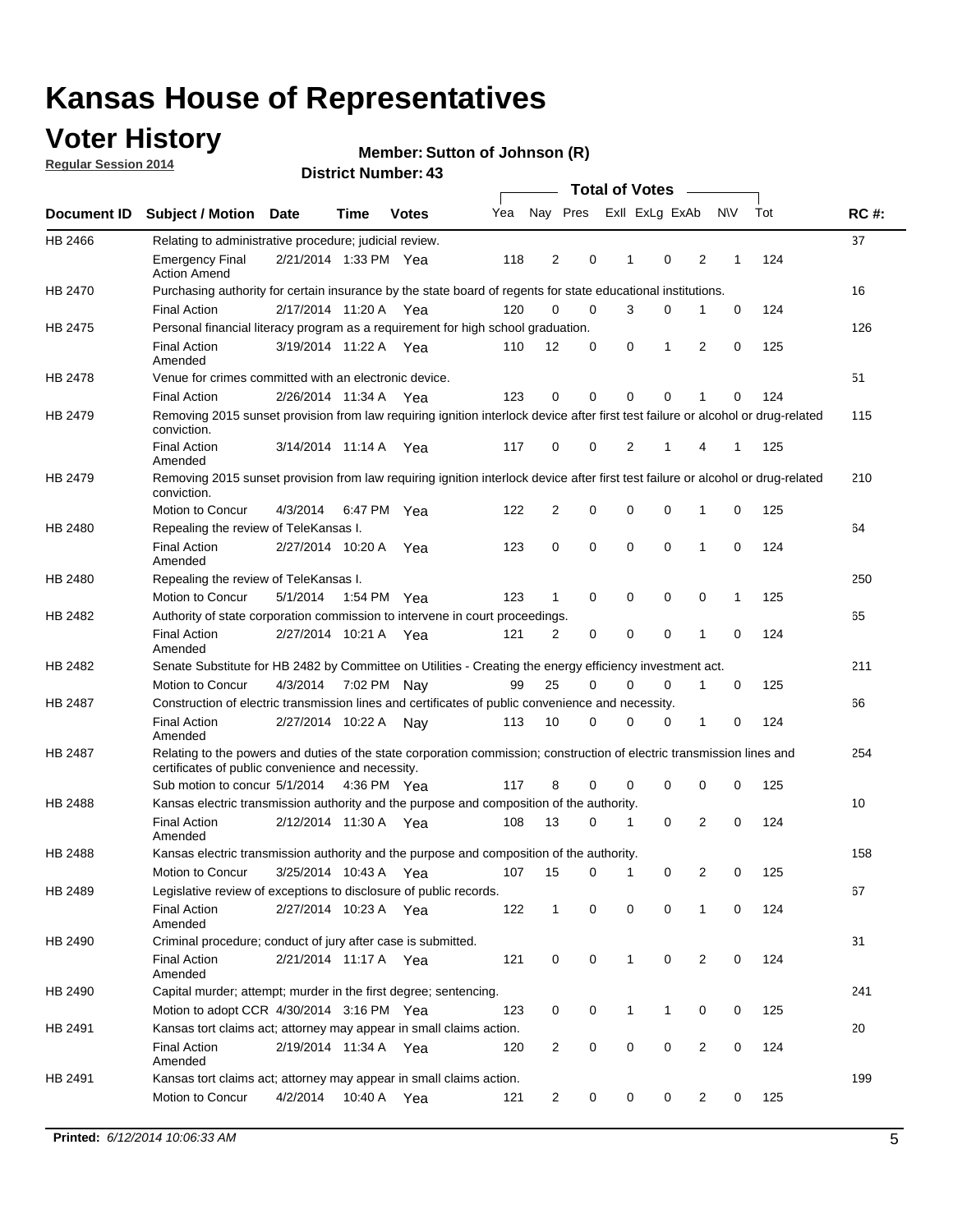# Kansas House of Representatives

## Voter History

**Regular Session 2014**

**Member: Sutton of Johnson (R)**

**District Number: 43**

| Document ID | Subject / Motion | Date | Time | Votes | Yea | Nay | Pres | ExII | ExLg | ExAb | N\V | Tot | RC #: |
|---|---|---|---|---|---|---|---|---|---|---|---|---|---|
| HB 2466 | Relating to administrative procedure; judicial review. | | | | | | | | | | | | 37 |
| | Emergency Final Action Amend | 2/21/2014 | 1:33 PM | Yea | 118 | 2 | 0 | 1 | 0 | 2 | 1 | 124 | |
| HB 2470 | Purchasing authority for certain insurance by the state board of regents for state educational institutions. | | | | | | | | | | | | 16 |
| | Final Action | 2/17/2014 | 11:20 A | Yea | 120 | 0 | 0 | 3 | 0 | 1 | 0 | 124 | |
| HB 2475 | Personal financial literacy program as a requirement for high school graduation. | | | | | | | | | | | | 126 |
| | Final Action Amended | 3/19/2014 | 11:22 A | Yea | 110 | 12 | 0 | 0 | 1 | 2 | 0 | 125 | |
| HB 2478 | Venue for crimes committed with an electronic device. | | | | | | | | | | | | 51 |
| | Final Action | 2/26/2014 | 11:34 A | Yea | 123 | 0 | 0 | 0 | 0 | 1 | 0 | 124 | |
| HB 2479 | Removing 2015 sunset provision from law requiring ignition interlock device after first test failure or alcohol or drug-related conviction. | | | | | | | | | | | | 115 |
| | Final Action Amended | 3/14/2014 | 11:14 A | Yea | 117 | 0 | 0 | 2 | 1 | 4 | 1 | 125 | |
| HB 2479 | Removing 2015 sunset provision from law requiring ignition interlock device after first test failure or alcohol or drug-related conviction. | | | | | | | | | | | | 210 |
| | Motion to Concur | 4/3/2014 | 6:47 PM | Yea | 122 | 2 | 0 | 0 | 0 | 1 | 0 | 125 | |
| HB 2480 | Repealing the review of TeleKansas I. | | | | | | | | | | | | 64 |
| | Final Action Amended | 2/27/2014 | 10:20 A | Yea | 123 | 0 | 0 | 0 | 0 | 1 | 0 | 124 | |
| HB 2480 | Repealing the review of TeleKansas I. | | | | | | | | | | | | 250 |
| | Motion to Concur | 5/1/2014 | 1:54 PM | Yea | 123 | 1 | 0 | 0 | 0 | 0 | 1 | 125 | |
| HB 2482 | Authority of state corporation commission to intervene in court proceedings. | | | | | | | | | | | | 65 |
| | Final Action Amended | 2/27/2014 | 10:21 A | Yea | 121 | 2 | 0 | 0 | 0 | 1 | 0 | 124 | |
| HB 2482 | Senate Substitute for HB 2482 by Committee on Utilities - Creating the energy efficiency investment act. | | | | | | | | | | | | 211 |
| | Motion to Concur | 4/3/2014 | 7:02 PM | Nay | 99 | 25 | 0 | 0 | 0 | 1 | 0 | 125 | |
| HB 2487 | Construction of electric transmission lines and certificates of public convenience and necessity. | | | | | | | | | | | | 66 |
| | Final Action Amended | 2/27/2014 | 10:22 A | Nay | 113 | 10 | 0 | 0 | 0 | 1 | 0 | 124 | |
| HB 2487 | Relating to the powers and duties of the state corporation commission; construction of electric transmission lines and certificates of public convenience and necessity. | | | | | | | | | | | | 254 |
| | Sub motion to concur | 5/1/2014 | 4:36 PM | Yea | 117 | 8 | 0 | 0 | 0 | 0 | 0 | 125 | |
| HB 2488 | Kansas electric transmission authority and the purpose and composition of the authority. | | | | | | | | | | | | 10 |
| | Final Action Amended | 2/12/2014 | 11:30 A | Yea | 108 | 13 | 0 | 1 | 0 | 2 | 0 | 124 | |
| HB 2488 | Kansas electric transmission authority and the purpose and composition of the authority. | | | | | | | | | | | | 158 |
| | Motion to Concur | 3/25/2014 | 10:43 A | Yea | 107 | 15 | 0 | 1 | 0 | 2 | 0 | 125 | |
| HB 2489 | Legislative review of exceptions to disclosure of public records. | | | | | | | | | | | | 67 |
| | Final Action Amended | 2/27/2014 | 10:23 A | Yea | 122 | 1 | 0 | 0 | 0 | 1 | 0 | 124 | |
| HB 2490 | Criminal procedure; conduct of jury after case is submitted. | | | | | | | | | | | | 31 |
| | Final Action Amended | 2/21/2014 | 11:17 A | Yea | 121 | 0 | 0 | 1 | 0 | 2 | 0 | 124 | |
| HB 2490 | Capital murder; attempt; murder in the first degree; sentencing. | | | | | | | | | | | | 241 |
| | Motion to adopt CCR | 4/30/2014 | 3:16 PM | Yea | 123 | 0 | 0 | 1 | 1 | 0 | 0 | 125 | |
| HB 2491 | Kansas tort claims act; attorney may appear in small claims action. | | | | | | | | | | | | 20 |
| | Final Action Amended | 2/19/2014 | 11:34 A | Yea | 120 | 2 | 0 | 0 | 0 | 2 | 0 | 124 | |
| HB 2491 | Kansas tort claims act; attorney may appear in small claims action. | | | | | | | | | | | | 199 |
| | Motion to Concur | 4/2/2014 | 10:40 A | Yea | 121 | 2 | 0 | 0 | 0 | 2 | 0 | 125 | |

**Printed:** *6/12/2014 10:06:33 AM*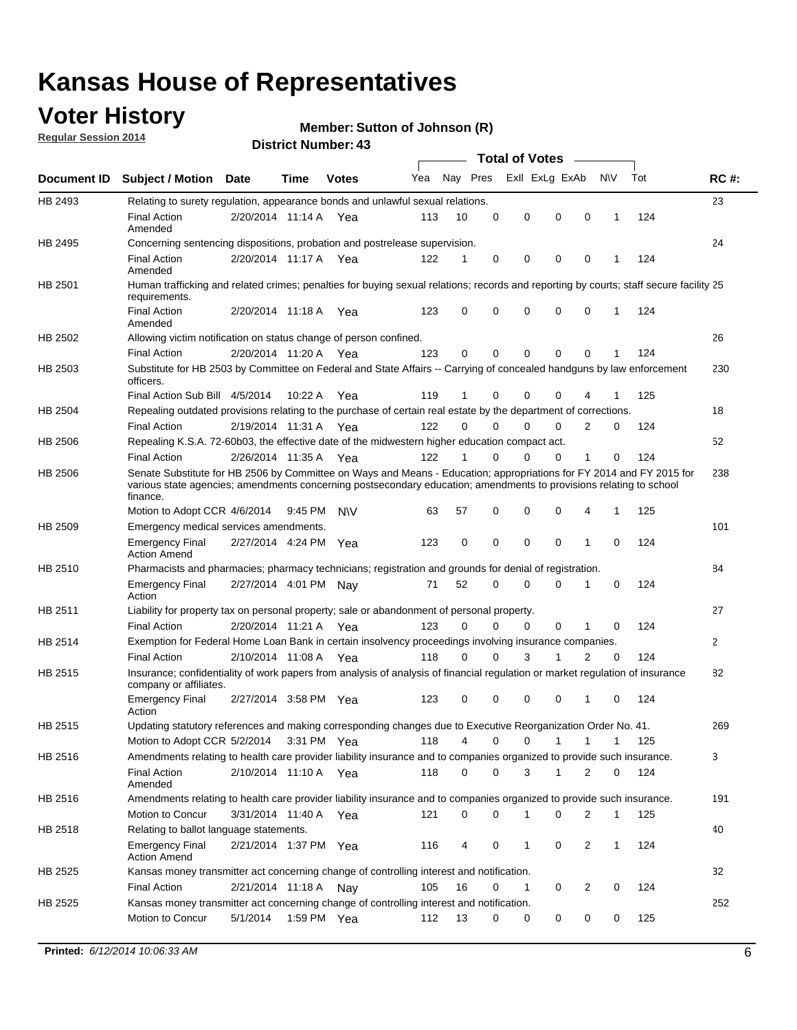# Kansas House of Representatives

## Voter History

**Regular Session 2014**

**Member: Sutton of Johnson (R)**

**District Number: 43**

| Document ID | Subject / Motion | Date | Time | Votes | Yea | Nay | Pres | ExII | ExLg | ExAb | N\V | Tot | RC #: |
|---|---|---|---|---|---|---|---|---|---|---|---|---|---|
| HB 2493 | Relating to surety regulation, appearance bonds and unlawful sexual relations. | | | | | | | | | | | | 23 |
| | Final Action Amended | 2/20/2014 | 11:14 A | Yea | 113 | 10 | 0 | 0 | 0 | 0 | 1 | 124 | |
| HB 2495 | Concerning sentencing dispositions, probation and postrelease supervision. | | | | | | | | | | | | 24 |
| | Final Action Amended | 2/20/2014 | 11:17 A | Yea | 122 | 1 | 0 | 0 | 0 | 0 | 1 | 124 | |
| HB 2501 | Human trafficking and related crimes; penalties for buying sexual relations; records and reporting by courts; staff secure facility requirements. | | | | | | | | | | | | 25 |
| | Final Action Amended | 2/20/2014 | 11:18 A | Yea | 123 | 0 | 0 | 0 | 0 | 0 | 1 | 124 | |
| HB 2502 | Allowing victim notification on status change of person confined. | | | | | | | | | | | | 26 |
| | Final Action | 2/20/2014 | 11:20 A | Yea | 123 | 0 | 0 | 0 | 0 | 0 | 1 | 124 | |
| HB 2503 | Substitute for HB 2503 by Committee on Federal and State Affairs -- Carrying of concealed handguns by law enforcement officers. | | | | | | | | | | | | 230 |
| | Final Action Sub Bill | 4/5/2014 | 10:22 A | Yea | 119 | 1 | 0 | 0 | 0 | 4 | 1 | 125 | |
| HB 2504 | Repealing outdated provisions relating to the purchase of certain real estate by the department of corrections. | | | | | | | | | | | | 18 |
| | Final Action | 2/19/2014 | 11:31 A | Yea | 122 | 0 | 0 | 0 | 0 | 2 | 0 | 124 | |
| HB 2506 | Repealing K.S.A. 72-60b03, the effective date of the midwestern higher education compact act. | | | | | | | | | | | | 52 |
| | Final Action | 2/26/2014 | 11:35 A | Yea | 122 | 1 | 0 | 0 | 0 | 1 | 0 | 124 | |
| HB 2506 | Senate Substitute for HB 2506 by Committee on Ways and Means - Education; appropriations for FY 2014 and FY 2015 for various state agencies; amendments concerning postsecondary education; amendments to provisions relating to school finance. | | | | | | | | | | | | 238 |
| | Motion to Adopt CCR | 4/6/2014 | 9:45 PM | N\V | 63 | 57 | 0 | 0 | 0 | 4 | 1 | 125 | |
| HB 2509 | Emergency medical services amendments. | | | | | | | | | | | | 101 |
| | Emergency Final Action Amend | 2/27/2014 | 4:24 PM | Yea | 123 | 0 | 0 | 0 | 0 | 1 | 0 | 124 | |
| HB 2510 | Pharmacists and pharmacies; pharmacy technicians; registration and grounds for denial of registration. | | | | | | | | | | | | 84 |
| | Emergency Final Action | 2/27/2014 | 4:01 PM | Nay | 71 | 52 | 0 | 0 | 0 | 1 | 0 | 124 | |
| HB 2511 | Liability for property tax on personal property; sale or abandonment of personal property. | | | | | | | | | | | | 27 |
| | Final Action | 2/20/2014 | 11:21 A | Yea | 123 | 0 | 0 | 0 | 0 | 1 | 0 | 124 | |
| HB 2514 | Exemption for Federal Home Loan Bank in certain insolvency proceedings involving insurance companies. | | | | | | | | | | | | 2 |
| | Final Action | 2/10/2014 | 11:08 A | Yea | 118 | 0 | 0 | 3 | 1 | 2 | 0 | 124 | |
| HB 2515 | Insurance; confidentiality of work papers from analysis of analysis of financial regulation or market regulation of insurance company or affiliates. | | | | | | | | | | | | 82 |
| | Emergency Final Action | 2/27/2014 | 3:58 PM | Yea | 123 | 0 | 0 | 0 | 0 | 1 | 0 | 124 | |
| HB 2515 | Updating statutory references and making corresponding changes due to Executive Reorganization Order No. 41. | | | | | | | | | | | | 269 |
| | Motion to Adopt CCR | 5/2/2014 | 3:31 PM | Yea | 118 | 4 | 0 | 0 | 1 | 1 | 1 | 125 | |
| HB 2516 | Amendments relating to health care provider liability insurance and to companies organized to provide such insurance. | | | | | | | | | | | | 3 |
| | Final Action Amended | 2/10/2014 | 11:10 A | Yea | 118 | 0 | 0 | 3 | 1 | 2 | 0 | 124 | |
| HB 2516 | Amendments relating to health care provider liability insurance and to companies organized to provide such insurance. | | | | | | | | | | | | 191 |
| | Motion to Concur | 3/31/2014 | 11:40 A | Yea | 121 | 0 | 0 | 1 | 0 | 2 | 1 | 125 | |
| HB 2518 | Relating to ballot language statements. | | | | | | | | | | | | 40 |
| | Emergency Final Action Amend | 2/21/2014 | 1:37 PM | Yea | 116 | 4 | 0 | 1 | 0 | 2 | 1 | 124 | |
| HB 2525 | Kansas money transmitter act concerning change of controlling interest and notification. | | | | | | | | | | | | 32 |
| | Final Action | 2/21/2014 | 11:18 A | Nay | 105 | 16 | 0 | 1 | 0 | 2 | 0 | 124 | |
| HB 2525 | Kansas money transmitter act concerning change of controlling interest and notification. | | | | | | | | | | | | 252 |
| | Motion to Concur | 5/1/2014 | 1:59 PM | Yea | 112 | 13 | 0 | 0 | 0 | 0 | 0 | 125 | |

**Printed:** *6/12/2014 10:06:33 AM*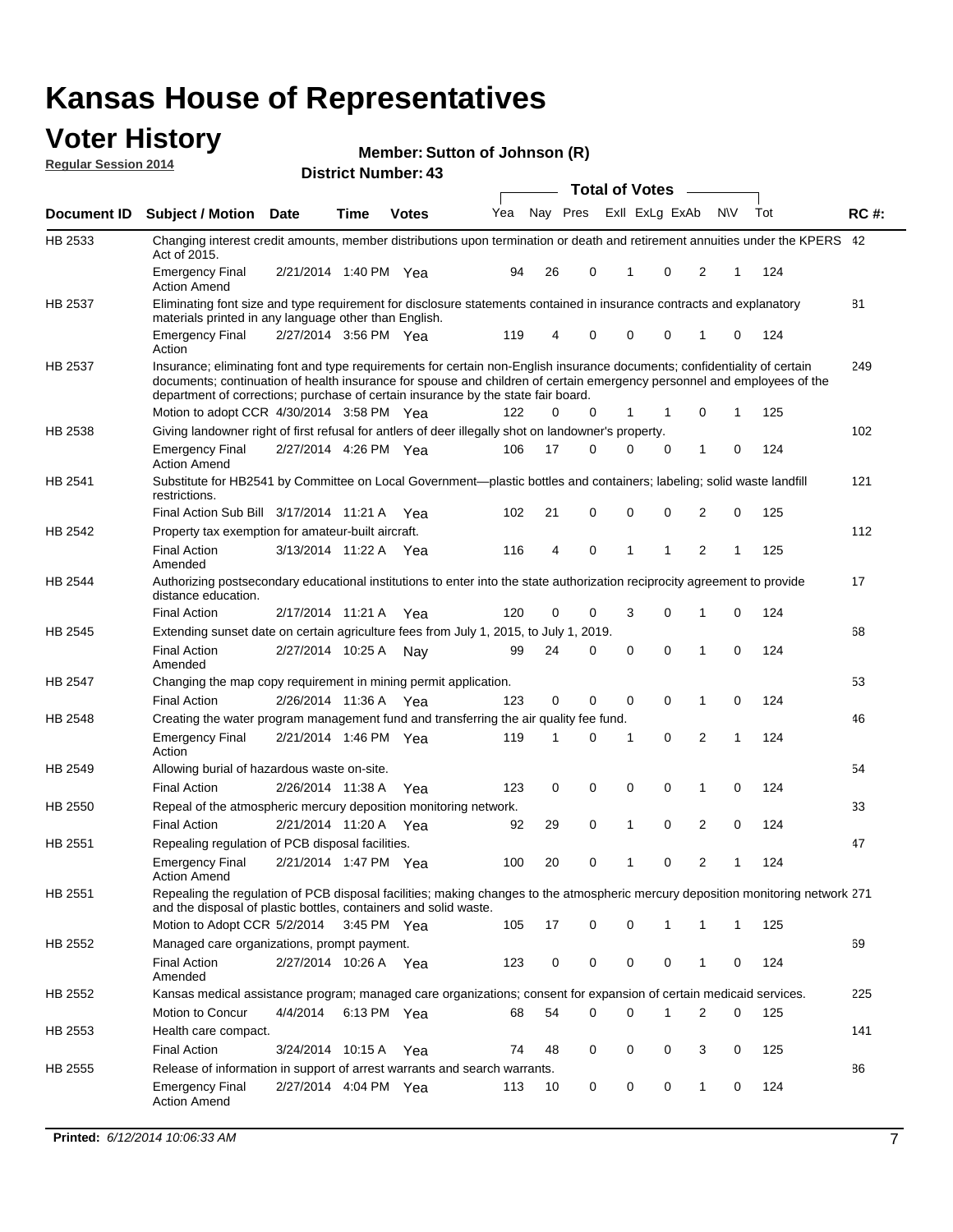# Kansas House of Representatives

## Voter History

**Regular Session 2014**

**Member: Sutton of Johnson (R)**

**District Number: 43**

| Document ID | Subject / Motion | Date | Time | Votes | Yea | Nay | Pres | ExII | ExLg | ExAb | N\V | Tot | RC #: |
|---|---|---|---|---|---|---|---|---|---|---|---|---|---|
| HB 2533 | Changing interest credit amounts, member distributions upon termination or death and retirement annuities under the KPERS Act of 2015. | | | | | | | | | | | | 42 |
| | Emergency Final Action Amend | 2/21/2014 | 1:40 PM | Yea | 94 | 26 | 0 | 1 | 0 | 2 | 1 | 124 | |
| HB 2537 | Eliminating font size and type requirement for disclosure statements contained in insurance contracts and explanatory materials printed in any language other than English. | | | | | | | | | | | | 81 |
| | Emergency Final Action | 2/27/2014 | 3:56 PM | Yea | 119 | 4 | 0 | 0 | 0 | 1 | 0 | 124 | |
| HB 2537 | Insurance; eliminating font and type requirements for certain non-English insurance documents; confidentiality of certain documents; continuation of health insurance for spouse and children of certain emergency personnel and employees of the department of corrections; purchase of certain insurance by the state fair board. | | | | | | | | | | | | 249 |
| | Motion to adopt CCR | 4/30/2014 | 3:58 PM | Yea | 122 | 0 | 0 | 1 | 1 | 0 | 1 | 125 | |
| HB 2538 | Giving landowner right of first refusal for antlers of deer illegally shot on landowner's property. | | | | | | | | | | | | 102 |
| | Emergency Final Action Amend | 2/27/2014 | 4:26 PM | Yea | 106 | 17 | 0 | 0 | 0 | 1 | 0 | 124 | |
| HB 2541 | Substitute for HB2541 by Committee on Local Government—plastic bottles and containers; labeling; solid waste landfill restrictions. | | | | | | | | | | | | 121 |
| | Final Action Sub Bill | 3/17/2014 | 11:21 A | Yea | 102 | 21 | 0 | 0 | 0 | 2 | 0 | 125 | |
| HB 2542 | Property tax exemption for amateur-built aircraft. | | | | | | | | | | | | 112 |
| | Final Action Amended | 3/13/2014 | 11:22 A | Yea | 116 | 4 | 0 | 1 | 1 | 2 | 1 | 125 | |
| HB 2544 | Authorizing postsecondary educational institutions to enter into the state authorization reciprocity agreement to provide distance education. | | | | | | | | | | | | 17 |
| | Final Action | 2/17/2014 | 11:21 A | Yea | 120 | 0 | 0 | 3 | 0 | 1 | 0 | 124 | |
| HB 2545 | Extending sunset date on certain agriculture fees from July 1, 2015, to July 1, 2019. | | | | | | | | | | | | 68 |
| | Final Action Amended | 2/27/2014 | 10:25 A | Nay | 99 | 24 | 0 | 0 | 0 | 1 | 0 | 124 | |
| HB 2547 | Changing the map copy requirement in mining permit application. | | | | | | | | | | | | 53 |
| | Final Action | 2/26/2014 | 11:36 A | Yea | 123 | 0 | 0 | 0 | 0 | 1 | 0 | 124 | |
| HB 2548 | Creating the water program management fund and transferring the air quality fee fund. | | | | | | | | | | | | 46 |
| | Emergency Final Action | 2/21/2014 | 1:46 PM | Yea | 119 | 1 | 0 | 1 | 0 | 2 | 1 | 124 | |
| HB 2549 | Allowing burial of hazardous waste on-site. | | | | | | | | | | | | 54 |
| | Final Action | 2/26/2014 | 11:38 A | Yea | 123 | 0 | 0 | 0 | 0 | 1 | 0 | 124 | |
| HB 2550 | Repeal of the atmospheric mercury deposition monitoring network. | | | | | | | | | | | | 33 |
| | Final Action | 2/21/2014 | 11:20 A | Yea | 92 | 29 | 0 | 1 | 0 | 2 | 0 | 124 | |
| HB 2551 | Repealing regulation of PCB disposal facilities. | | | | | | | | | | | | 47 |
| | Emergency Final Action Amend | 2/21/2014 | 1:47 PM | Yea | 100 | 20 | 0 | 1 | 0 | 2 | 1 | 124 | |
| HB 2551 | Repealing the regulation of PCB disposal facilities; making changes to the atmospheric mercury deposition monitoring network and the disposal of plastic bottles, containers and solid waste. | | | | | | | | | | | | 271 |
| | Motion to Adopt CCR | 5/2/2014 | 3:45 PM | Yea | 105 | 17 | 0 | 0 | 1 | 1 | 1 | 125 | |
| HB 2552 | Managed care organizations, prompt payment. | | | | | | | | | | | | 69 |
| | Final Action Amended | 2/27/2014 | 10:26 A | Yea | 123 | 0 | 0 | 0 | 0 | 1 | 0 | 124 | |
| HB 2552 | Kansas medical assistance program; managed care organizations; consent for expansion of certain medicaid services. | | | | | | | | | | | | 225 |
| | Motion to Concur | 4/4/2014 | 6:13 PM | Yea | 68 | 54 | 0 | 0 | 1 | 2 | 0 | 125 | |
| HB 2553 | Health care compact. | | | | | | | | | | | | 141 |
| | Final Action | 3/24/2014 | 10:15 A | Yea | 74 | 48 | 0 | 0 | 0 | 3 | 0 | 125 | |
| HB 2555 | Release of information in support of arrest warrants and search warrants. | | | | | | | | | | | | 86 |
| | Emergency Final Action Amend | 2/27/2014 | 4:04 PM | Yea | 113 | 10 | 0 | 0 | 0 | 1 | 0 | 124 | |

**Printed:** *6/12/2014 10:06:33 AM*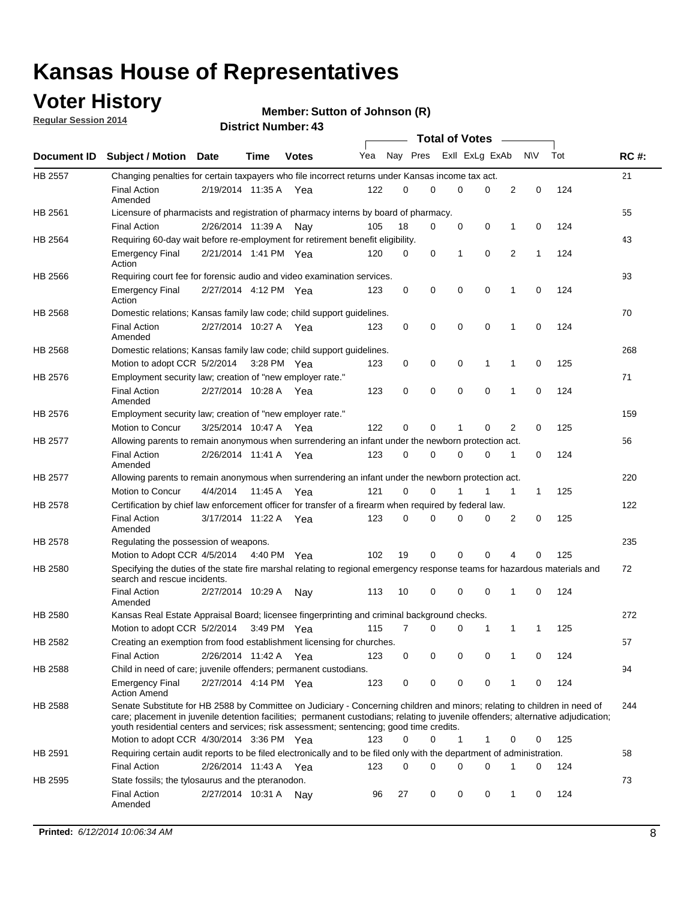# Kansas House of Representatives

## Voter History

**Regular Session 2014**

**Member: Sutton of Johnson (R)**

**District Number: 43**

| Document ID | Subject / Motion | Date | Time | Votes | Yea | Nay | Pres | ExII | ExLg | ExAb | N\V | Tot | RC #: |
|---|---|---|---|---|---|---|---|---|---|---|---|---|---|
| HB 2557 | Changing penalties for certain taxpayers who file incorrect returns under Kansas income tax act. | | | | | | | | | | | | 21 |
| | Final Action Amended | 2/19/2014 | 11:35 A | Yea | 122 | 0 | 0 | 0 | 0 | 2 | 0 | 124 | |
| HB 2561 | Licensure of pharmacists and registration of pharmacy interns by board of pharmacy. | | | | | | | | | | | | 55 |
| | Final Action | 2/26/2014 | 11:39 A | Nay | 105 | 18 | 0 | 0 | 0 | 1 | 0 | 124 | |
| HB 2564 | Requiring 60-day wait before re-employment for retirement benefit eligibility. | | | | | | | | | | | | 43 |
| | Emergency Final Action | 2/21/2014 | 1:41 PM | Yea | 120 | 0 | 0 | 1 | 0 | 2 | 1 | 124 | |
| HB 2566 | Requiring court fee for forensic audio and video examination services. | | | | | | | | | | | | 93 |
| | Emergency Final Action | 2/27/2014 | 4:12 PM | Yea | 123 | 0 | 0 | 0 | 0 | 1 | 0 | 124 | |
| HB 2568 | Domestic relations; Kansas family law code; child support guidelines. | | | | | | | | | | | | 70 |
| | Final Action Amended | 2/27/2014 | 10:27 A | Yea | 123 | 0 | 0 | 0 | 0 | 1 | 0 | 124 | |
| HB 2568 | Domestic relations; Kansas family law code; child support guidelines. | | | | | | | | | | | | 268 |
| | Motion to adopt CCR | 5/2/2014 | 3:28 PM | Yea | 123 | 0 | 0 | 0 | 1 | 1 | 0 | 125 | |
| HB 2576 | Employment security law; creation of "new employer rate." | | | | | | | | | | | | 71 |
| | Final Action Amended | 2/27/2014 | 10:28 A | Yea | 123 | 0 | 0 | 0 | 0 | 1 | 0 | 124 | |
| HB 2576 | Employment security law; creation of "new employer rate." | | | | | | | | | | | | 159 |
| | Motion to Concur | 3/25/2014 | 10:47 A | Yea | 122 | 0 | 0 | 1 | 0 | 2 | 0 | 125 | |
| HB 2577 | Allowing parents to remain anonymous when surrendering an infant under the newborn protection act. | | | | | | | | | | | | 56 |
| | Final Action Amended | 2/26/2014 | 11:41 A | Yea | 123 | 0 | 0 | 0 | 0 | 1 | 0 | 124 | |
| HB 2577 | Allowing parents to remain anonymous when surrendering an infant under the newborn protection act. | | | | | | | | | | | | 220 |
| | Motion to Concur | 4/4/2014 | 11:45 A | Yea | 121 | 0 | 0 | 1 | 1 | 1 | 1 | 125 | |
| HB 2578 | Certification by chief law enforcement officer for transfer of a firearm when required by federal law. | | | | | | | | | | | | 122 |
| | Final Action Amended | 3/17/2014 | 11:22 A | Yea | 123 | 0 | 0 | 0 | 0 | 2 | 0 | 125 | |
| HB 2578 | Regulating the possession of weapons. | | | | | | | | | | | | 235 |
| | Motion to Adopt CCR | 4/5/2014 | 4:40 PM | Yea | 102 | 19 | 0 | 0 | 0 | 4 | 0 | 125 | |
| HB 2580 | Specifying the duties of the state fire marshal relating to regional emergency response teams for hazardous materials and search and rescue incidents. | | | | | | | | | | | | 72 |
| | Final Action Amended | 2/27/2014 | 10:29 A | Nay | 113 | 10 | 0 | 0 | 0 | 1 | 0 | 124 | |
| HB 2580 | Kansas Real Estate Appraisal Board; licensee fingerprinting and criminal background checks. | | | | | | | | | | | | 272 |
| | Motion to adopt CCR | 5/2/2014 | 3:49 PM | Yea | 115 | 7 | 0 | 0 | 1 | 1 | 1 | 125 | |
| HB 2582 | Creating an exemption from food establishment licensing for churches. | | | | | | | | | | | | 57 |
| | Final Action | 2/26/2014 | 11:42 A | Yea | 123 | 0 | 0 | 0 | 0 | 1 | 0 | 124 | |
| HB 2588 | Child in need of care; juvenile offenders; permanent custodians. | | | | | | | | | | | | 94 |
| | Emergency Final Action Amend | 2/27/2014 | 4:14 PM | Yea | 123 | 0 | 0 | 0 | 0 | 1 | 0 | 124 | |
| HB 2588 | Senate Substitute for HB 2588 by Committee on Judiciary - Concerning children and minors; relating to children in need of care; placement in juvenile detention facilities; permanent custodians; relating to juvenile offenders; alternative adjudication; youth residential centers and services; risk assessment; sentencing; good time credits. | | | | | | | | | | | | 244 |
| | Motion to adopt CCR | 4/30/2014 | 3:36 PM | Yea | 123 | 0 | 0 | 1 | 1 | 0 | 0 | 125 | |
| HB 2591 | Requiring certain audit reports to be filed electronically and to be filed only with the department of administration. | | | | | | | | | | | | 58 |
| | Final Action | 2/26/2014 | 11:43 A | Yea | 123 | 0 | 0 | 0 | 0 | 1 | 0 | 124 | |
| HB 2595 | State fossils; the tylosaurus and the pteranodon. | | | | | | | | | | | | 73 |
| | Final Action Amended | 2/27/2014 | 10:31 A | Nay | 96 | 27 | 0 | 0 | 0 | 1 | 0 | 124 | |

**Printed:** *6/12/2014 10:06:34 AM*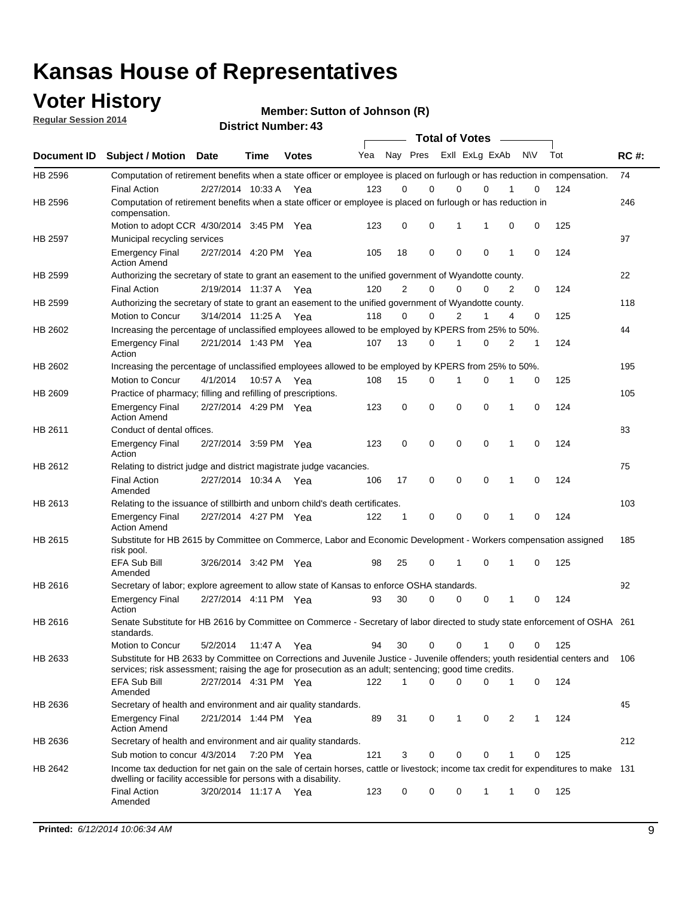# Kansas House of Representatives

## Voter History

**Regular Session 2014**

**Member: Sutton of Johnson (R)**

**District Number: 43**

| Document ID | Subject / Motion | Date | Time | Votes | Yea | Nay | Pres | ExII | ExLg | ExAb | N\V | Tot | RC #: |
|---|---|---|---|---|---|---|---|---|---|---|---|---|---|
| HB 2596 | Computation of retirement benefits when a state officer or employee is placed on furlough or has reduction in compensation. | | | | | | | | | | | | 74 |
| | Final Action | 2/27/2014 | 10:33 A | Yea | 123 | 0 | 0 | 0 | 0 | 1 | 0 | 124 | |
| HB 2596 | Computation of retirement benefits when a state officer or employee is placed on furlough or has reduction in compensation. | | | | | | | | | | | | 246 |
| | Motion to adopt CCR | 4/30/2014 | 3:45 PM | Yea | 123 | 0 | 0 | 1 | 1 | 0 | 0 | 125 | |
| HB 2597 | Municipal recycling services | | | | | | | | | | | | 97 |
| | Emergency Final Action Amend | 2/27/2014 | 4:20 PM | Yea | 105 | 18 | 0 | 0 | 0 | 1 | 0 | 124 | |
| HB 2599 | Authorizing the secretary of state to grant an easement to the unified government of Wyandotte county. | | | | | | | | | | | | 22 |
| | Final Action | 2/19/2014 | 11:37 A | Yea | 120 | 2 | 0 | 0 | 0 | 2 | 0 | 124 | |
| HB 2599 | Authorizing the secretary of state to grant an easement to the unified government of Wyandotte county. | | | | | | | | | | | | 118 |
| | Motion to Concur | 3/14/2014 | 11:25 A | Yea | 118 | 0 | 0 | 2 | 1 | 4 | 0 | 125 | |
| HB 2602 | Increasing the percentage of unclassified employees allowed to be employed by KPERS from 25% to 50%. | | | | | | | | | | | | 44 |
| | Emergency Final Action | 2/21/2014 | 1:43 PM | Yea | 107 | 13 | 0 | 1 | 0 | 2 | 1 | 124 | |
| HB 2602 | Increasing the percentage of unclassified employees allowed to be employed by KPERS from 25% to 50%. | | | | | | | | | | | | 195 |
| | Motion to Concur | 4/1/2014 | 10:57 A | Yea | 108 | 15 | 0 | 1 | 0 | 1 | 0 | 125 | |
| HB 2609 | Practice of pharmacy; filling and refilling of prescriptions. | | | | | | | | | | | | 105 |
| | Emergency Final Action Amend | 2/27/2014 | 4:29 PM | Yea | 123 | 0 | 0 | 0 | 0 | 1 | 0 | 124 | |
| HB 2611 | Conduct of dental offices. | | | | | | | | | | | | 83 |
| | Emergency Final Action | 2/27/2014 | 3:59 PM | Yea | 123 | 0 | 0 | 0 | 0 | 1 | 0 | 124 | |
| HB 2612 | Relating to district judge and district magistrate judge vacancies. | | | | | | | | | | | | 75 |
| | Final Action Amended | 2/27/2014 | 10:34 A | Yea | 106 | 17 | 0 | 0 | 0 | 1 | 0 | 124 | |
| HB 2613 | Relating to the issuance of stillbirth and unborn child's death certificates. | | | | | | | | | | | | 103 |
| | Emergency Final Action Amend | 2/27/2014 | 4:27 PM | Yea | 122 | 1 | 0 | 0 | 0 | 1 | 0 | 124 | |
| HB 2615 | Substitute for HB 2615 by Committee on Commerce, Labor and Economic Development - Workers compensation assigned risk pool. | | | | | | | | | | | | 185 |
| | EFA Sub Bill Amended | 3/26/2014 | 3:42 PM | Yea | 98 | 25 | 0 | 1 | 0 | 1 | 0 | 125 | |
| HB 2616 | Secretary of labor; explore agreement to allow state of Kansas to enforce OSHA standards. | | | | | | | | | | | | 92 |
| | Emergency Final Action | 2/27/2014 | 4:11 PM | Yea | 93 | 30 | 0 | 0 | 0 | 1 | 0 | 124 | |
| HB 2616 | Senate Substitute for HB 2616 by Committee on Commerce - Secretary of labor directed to study state enforcement of OSHA standards. | | | | | | | | | | | | 261 |
| | Motion to Concur | 5/2/2014 | 11:47 A | Yea | 94 | 30 | 0 | 0 | 1 | 0 | 0 | 125 | |
| HB 2633 | Substitute for HB 2633 by Committee on Corrections and Juvenile Justice - Juvenile offenders; youth residential centers and services; risk assessment; raising the age for prosecution as an adult; sentencing; good time credits. | | | | | | | | | | | | 106 |
| | EFA Sub Bill Amended | 2/27/2014 | 4:31 PM | Yea | 122 | 1 | 0 | 0 | 0 | 1 | 0 | 124 | |
| HB 2636 | Secretary of health and environment and air quality standards. | | | | | | | | | | | | 45 |
| | Emergency Final Action Amend | 2/21/2014 | 1:44 PM | Yea | 89 | 31 | 0 | 1 | 0 | 2 | 1 | 124 | |
| HB 2636 | Secretary of health and environment and air quality standards. | | | | | | | | | | | | 212 |
| | Sub motion to concur | 4/3/2014 | 7:20 PM | Yea | 121 | 3 | 0 | 0 | 0 | 1 | 0 | 125 | |
| HB 2642 | Income tax deduction for net gain on the sale of certain horses, cattle or livestock; income tax credit for expenditures to make dwelling or facility accessible for persons with a disability. | | | | | | | | | | | | 131 |
| | Final Action Amended | 3/20/2014 | 11:17 A | Yea | 123 | 0 | 0 | 0 | 1 | 1 | 0 | 125 | |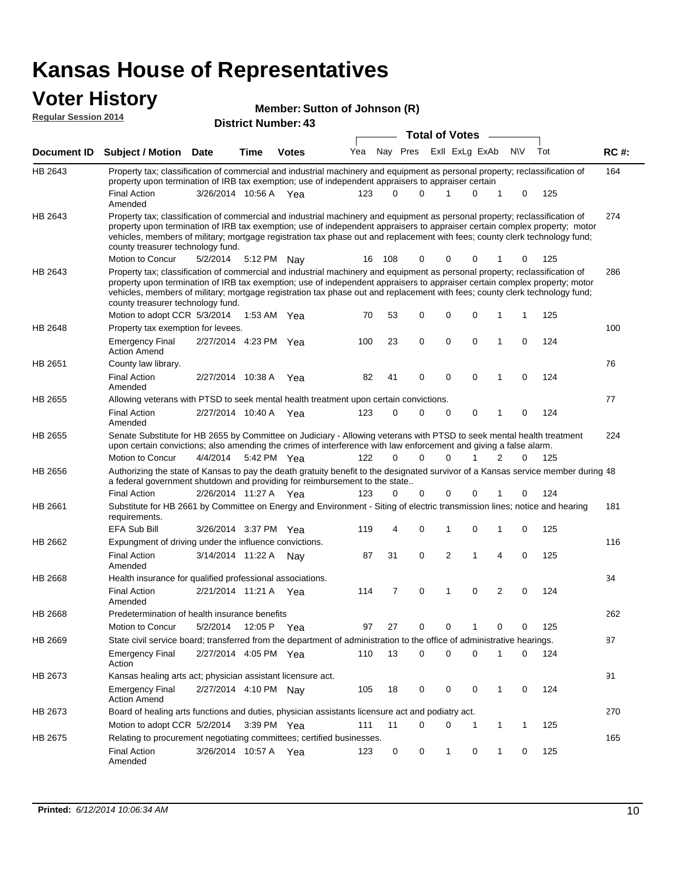# Kansas House of Representatives

## Voter History

**Regular Session 2014**

**Member: Sutton of Johnson (R)**

**District Number: 43**

| Document ID | Subject / Motion | Date | Time | Votes | Yea | Nay | Pres | ExII | ExLg | ExAb | N\V | Tot | RC #: |
|---|---|---|---|---|---|---|---|---|---|---|---|---|---|
| HB 2643 | Property tax; classification of commercial and industrial machinery and equipment as personal property; reclassification of property upon termination of IRB tax exemption; use of independent appraisers to appraiser certain | | | | | | | | | | | | 164 |
| | Final Action Amended | 3/26/2014 | 10:56 A | Yea | 123 | 0 | 0 | 1 | 0 | 1 | 0 | 125 | |
| HB 2643 | Property tax; classification of commercial and industrial machinery and equipment as personal property; reclassification of property upon termination of IRB tax exemption; use of independent appraisers to appraiser certain complex property; motor vehicles, members of military; mortgage registration tax phase out and replacement with fees; county clerk technology fund; county treasurer technology fund. | | | | | | | | | | | | 274 |
| | Motion to Concur | 5/2/2014 | 5:12 PM | Nay | 16 | 108 | 0 | 0 | 0 | 1 | 0 | 125 | |
| HB 2643 | Property tax; classification of commercial and industrial machinery and equipment as personal property; reclassification of property upon termination of IRB tax exemption; use of independent appraisers to appraiser certain complex property; motor vehicles, members of military; mortgage registration tax phase out and replacement with fees; county clerk technology fund; county treasurer technology fund. | | | | | | | | | | | | 286 |
| | Motion to adopt CCR | 5/3/2014 | 1:53 AM | Yea | 70 | 53 | 0 | 0 | 0 | 1 | 1 | 125 | |
| HB 2648 | Property tax exemption for levees. | | | | | | | | | | | | 100 |
| | Emergency Final Action Amend | 2/27/2014 | 4:23 PM | Yea | 100 | 23 | 0 | 0 | 0 | 1 | 0 | 124 | |
| HB 2651 | County law library. | | | | | | | | | | | | 76 |
| | Final Action Amended | 2/27/2014 | 10:38 A | Yea | 82 | 41 | 0 | 0 | 0 | 1 | 0 | 124 | |
| HB 2655 | Allowing veterans with PTSD to seek mental health treatment upon certain convictions. | | | | | | | | | | | | 77 |
| | Final Action Amended | 2/27/2014 | 10:40 A | Yea | 123 | 0 | 0 | 0 | 0 | 1 | 0 | 124 | |
| HB 2655 | Senate Substitute for HB 2655 by Committee on Judiciary - Allowing veterans with PTSD to seek mental health treatment upon certain convictions; also amending the crimes of interference with law enforcement and giving a false alarm. | | | | | | | | | | | | 224 |
| | Motion to Concur | 4/4/2014 | 5:42 PM | Yea | 122 | 0 | 0 | 0 | 1 | 2 | 0 | 125 | |
| HB 2656 | Authorizing the state of Kansas to pay the death gratuity benefit to the designated survivor of a Kansas service member during a federal government shutdown and providing for reimbursement to the state.. | | | | | | | | | | | | 48 |
| | Final Action | 2/26/2014 | 11:27 A | Yea | 123 | 0 | 0 | 0 | 0 | 1 | 0 | 124 | |
| HB 2661 | Substitute for HB 2661 by Committee on Energy and Environment - Siting of electric transmission lines; notice and hearing requirements. | | | | | | | | | | | | 181 |
| | EFA Sub Bill | 3/26/2014 | 3:37 PM | Yea | 119 | 4 | 0 | 1 | 0 | 1 | 0 | 125 | |
| HB 2662 | Expungment of driving under the influence convictions. | | | | | | | | | | | | 116 |
| | Final Action Amended | 3/14/2014 | 11:22 A | Nay | 87 | 31 | 0 | 2 | 1 | 4 | 0 | 125 | |
| HB 2668 | Health insurance for qualified professional associations. | | | | | | | | | | | | 34 |
| | Final Action Amended | 2/21/2014 | 11:21 A | Yea | 114 | 7 | 0 | 1 | 0 | 2 | 0 | 124 | |
| HB 2668 | Predetermination of health insurance benefits | | | | | | | | | | | | 262 |
| | Motion to Concur | 5/2/2014 | 12:05 P | Yea | 97 | 27 | 0 | 0 | 1 | 0 | 0 | 125 | |
| HB 2669 | State civil service board; transferred from the department of administration to the office of administrative hearings. | | | | | | | | | | | | 87 |
| | Emergency Final Action | 2/27/2014 | 4:05 PM | Yea | 110 | 13 | 0 | 0 | 0 | 1 | 0 | 124 | |
| HB 2673 | Kansas healing arts act; physician assistant licensure act. | | | | | | | | | | | | 91 |
| | Emergency Final Action Amend | 2/27/2014 | 4:10 PM | Nay | 105 | 18 | 0 | 0 | 0 | 1 | 0 | 124 | |
| HB 2673 | Board of healing arts functions and duties, physician assistants licensure act and podiatry act. | | | | | | | | | | | | 270 |
| | Motion to adopt CCR | 5/2/2014 | 3:39 PM | Yea | 111 | 11 | 0 | 0 | 1 | 1 | 1 | 125 | |
| HB 2675 | Relating to procurement negotiating committees; certified businesses. | | | | | | | | | | | | 165 |
| | Final Action Amended | 3/26/2014 | 10:57 A | Yea | 123 | 0 | 0 | 1 | 0 | 1 | 0 | 125 | |

**Printed:** *6/12/2014 10:06:34 AM*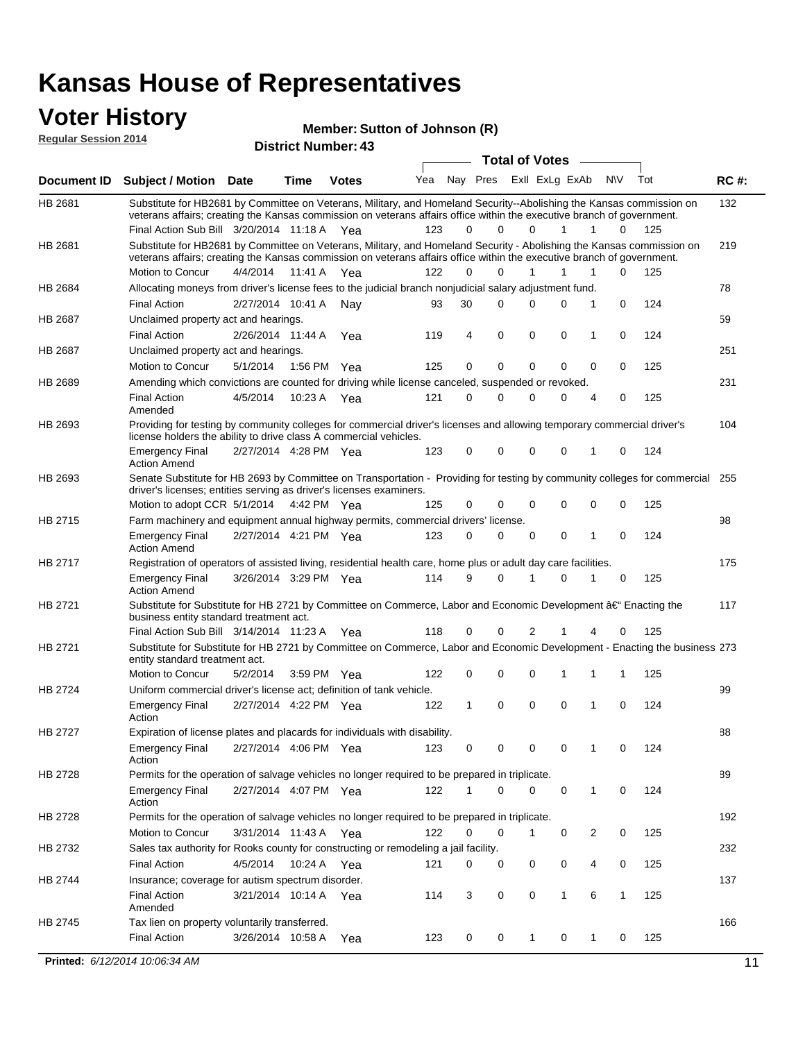# Kansas House of Representatives

## Voter History

**Regular Session 2014**

**Member: Sutton of Johnson (R)**

**District Number: 43**

| Document ID | Subject / Motion | Date | Time | Votes | Yea | Nay | Pres | ExII | ExLg | ExAb | N\V | Tot | RC #: |
|---|---|---|---|---|---|---|---|---|---|---|---|---|---|
| HB 2681 | Substitute for HB2681 by Committee on Veterans, Military, and Homeland Security--Abolishing the Kansas commission on veterans affairs; creating the Kansas commission on veterans affairs office within the executive branch of government. | | | | | | | | | | | | 132 |
| | Final Action Sub Bill | 3/20/2014 | 11:18 A | Yea | 123 | 0 | 0 | 0 | 1 | 1 | 0 | 125 | |
| HB 2681 | Substitute for HB2681 by Committee on Veterans, Military, and Homeland Security - Abolishing the Kansas commission on veterans affairs; creating the Kansas commission on veterans affairs office within the executive branch of government. | | | | | | | | | | | | 219 |
| | Motion to Concur | 4/4/2014 | 11:41 A | Yea | 122 | 0 | 0 | 1 | 1 | 1 | 0 | 125 | |
| HB 2684 | Allocating moneys from driver's license fees to the judicial branch nonjudicial salary adjustment fund. | | | | | | | | | | | | 78 |
| | Final Action | 2/27/2014 | 10:41 A | Nay | 93 | 30 | 0 | 0 | 0 | 1 | 0 | 124 | |
| HB 2687 | Unclaimed property act and hearings. | | | | | | | | | | | | 59 |
| | Final Action | 2/26/2014 | 11:44 A | Yea | 119 | 4 | 0 | 0 | 0 | 1 | 0 | 124 | |
| HB 2687 | Unclaimed property act and hearings. | | | | | | | | | | | | 251 |
| | Motion to Concur | 5/1/2014 | 1:56 PM | Yea | 125 | 0 | 0 | 0 | 0 | 0 | 0 | 125 | |
| HB 2689 | Amending which convictions are counted for driving while license canceled, suspended or revoked. | | | | | | | | | | | | 231 |
| | Final Action Amended | 4/5/2014 | 10:23 A | Yea | 121 | 0 | 0 | 0 | 0 | 4 | 0 | 125 | |
| HB 2693 | Providing for testing by community colleges for commercial driver's licenses and allowing temporary commercial driver's license holders the ability to drive class A commercial vehicles. | | | | | | | | | | | | 104 |
| | Emergency Final Action Amend | 2/27/2014 | 4:28 PM | Yea | 123 | 0 | 0 | 0 | 0 | 1 | 0 | 124 | |
| HB 2693 | Senate Substitute for HB 2693 by Committee on Transportation - Providing for testing by community colleges for commercial driver's licenses; entities serving as driver's licenses examiners. | | | | | | | | | | | | 255 |
| | Motion to adopt CCR | 5/1/2014 | 4:42 PM | Yea | 125 | 0 | 0 | 0 | 0 | 0 | 0 | 125 | |
| HB 2715 | Farm machinery and equipment annual highway permits, commercial drivers' license. | | | | | | | | | | | | 98 |
| | Emergency Final Action Amend | 2/27/2014 | 4:21 PM | Yea | 123 | 0 | 0 | 0 | 0 | 1 | 0 | 124 | |
| HB 2717 | Registration of operators of assisted living, residential health care, home plus or adult day care facilities. | | | | | | | | | | | | 175 |
| | Emergency Final Action Amend | 3/26/2014 | 3:29 PM | Yea | 114 | 9 | 0 | 1 | 0 | 1 | 0 | 125 | |
| HB 2721 | Substitute for Substitute for HB 2721 by Committee on Commerce, Labor and Economic Development â€" Enacting the business entity standard treatment act. | | | | | | | | | | | | 117 |
| | Final Action Sub Bill | 3/14/2014 | 11:23 A | Yea | 118 | 0 | 0 | 2 | 1 | 4 | 0 | 125 | |
| HB 2721 | Substitute for Substitute for HB 2721 by Committee on Commerce, Labor and Economic Development - Enacting the business entity standard treatment act. | | | | | | | | | | | | 273 |
| | Motion to Concur | 5/2/2014 | 3:59 PM | Yea | 122 | 0 | 0 | 0 | 1 | 1 | 1 | 125 | |
| HB 2724 | Uniform commercial driver's license act; definition of tank vehicle. | | | | | | | | | | | | 99 |
| | Emergency Final Action | 2/27/2014 | 4:22 PM | Yea | 122 | 1 | 0 | 0 | 0 | 1 | 0 | 124 | |
| HB 2727 | Expiration of license plates and placards for individuals with disability. | | | | | | | | | | | | 88 |
| | Emergency Final Action | 2/27/2014 | 4:06 PM | Yea | 123 | 0 | 0 | 0 | 0 | 1 | 0 | 124 | |
| HB 2728 | Permits for the operation of salvage vehicles no longer required to be prepared in triplicate. | | | | | | | | | | | | 89 |
| | Emergency Final Action | 2/27/2014 | 4:07 PM | Yea | 122 | 1 | 0 | 0 | 0 | 1 | 0 | 124 | |
| HB 2728 | Permits for the operation of salvage vehicles no longer required to be prepared in triplicate. | | | | | | | | | | | | 192 |
| | Motion to Concur | 3/31/2014 | 11:43 A | Yea | 122 | 0 | 0 | 1 | 0 | 2 | 0 | 125 | |
| HB 2732 | Sales tax authority for Rooks county for constructing or remodeling a jail facility. | | | | | | | | | | | | 232 |
| | Final Action | 4/5/2014 | 10:24 A | Yea | 121 | 0 | 0 | 0 | 0 | 4 | 0 | 125 | |
| HB 2744 | Insurance; coverage for autism spectrum disorder. | | | | | | | | | | | | 137 |
| | Final Action Amended | 3/21/2014 | 10:14 A | Yea | 114 | 3 | 0 | 0 | 1 | 6 | 1 | 125 | |
| HB 2745 | Tax lien on property voluntarily transferred. | | | | | | | | | | | | 166 |
| | Final Action | 3/26/2014 | 10:58 A | Yea | 123 | 0 | 0 | 1 | 0 | 1 | 0 | 125 | |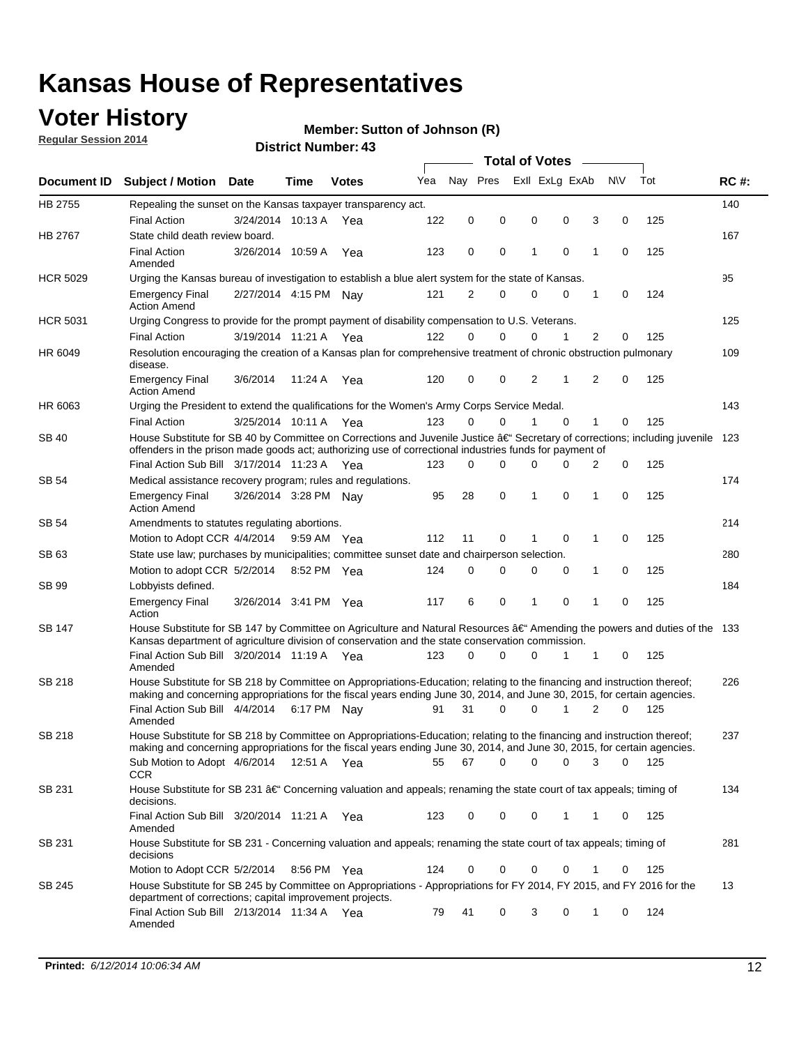# Kansas House of Representatives

## Voter History

**Regular Session 2014**

**Member: Sutton of Johnson (R)**

**District Number: 43**

| Document ID | Subject / Motion | Date | Time | Votes | Yea | Nay | Pres | ExlI | ExLg | ExAb | N\V | Tot | RC #: |
|---|---|---|---|---|---|---|---|---|---|---|---|---|---|
| HB 2755 | Repealing the sunset on the Kansas taxpayer transparency act. | | | | | | | | | | | | 140 |
| | Final Action | 3/24/2014 | 10:13 A | Yea | 122 | 0 | 0 | 0 | 0 | 3 | 0 | 125 | |
| HB 2767 | State child death review board. | | | | | | | | | | | | 167 |
| | Final Action Amended | 3/26/2014 | 10:59 A | Yea | 123 | 0 | 0 | 1 | 0 | 1 | 0 | 125 | |
| HCR 5029 | Urging the Kansas bureau of investigation to establish a blue alert system for the state of Kansas. | | | | | | | | | | | | 95 |
| | Emergency Final Action Amend | 2/27/2014 | 4:15 PM | Nay | 121 | 2 | 0 | 0 | 0 | 1 | 0 | 124 | |
| HCR 5031 | Urging Congress to provide for the prompt payment of disability compensation to U.S. Veterans. | | | | | | | | | | | | 125 |
| | Final Action | 3/19/2014 | 11:21 A | Yea | 122 | 0 | 0 | 0 | 1 | 2 | 0 | 125 | |
| HR 6049 | Resolution encouraging the creation of a Kansas plan for comprehensive treatment of chronic obstruction pulmonary disease. | | | | | | | | | | | | 109 |
| | Emergency Final Action Amend | 3/6/2014 | 11:24 A | Yea | 120 | 0 | 0 | 2 | 1 | 2 | 0 | 125 | |
| HR 6063 | Urging the President to extend the qualifications for the Women's Army Corps Service Medal. | | | | | | | | | | | | 143 |
| | Final Action | 3/25/2014 | 10:11 A | Yea | 123 | 0 | 0 | 1 | 0 | 1 | 0 | 125 | |
| SB 40 | House Substitute for SB 40 by Committee on Corrections and Juvenile Justice â€" Secretary of corrections; including juvenile offenders in the prison made goods act; authorizing use of correctional industries funds for payment of | | | | | | | | | | | | 123 |
| | Final Action Sub Bill | 3/17/2014 | 11:23 A | Yea | 123 | 0 | 0 | 0 | 0 | 2 | 0 | 125 | |
| SB 54 | Medical assistance recovery program; rules and regulations. | | | | | | | | | | | | 174 |
| | Emergency Final Action Amend | 3/26/2014 | 3:28 PM | Nay | 95 | 28 | 0 | 1 | 0 | 1 | 0 | 125 | |
| SB 54 | Amendments to statutes regulating abortions. | | | | | | | | | | | | 214 |
| | Motion to Adopt CCR | 4/4/2014 | 9:59 AM | Yea | 112 | 11 | 0 | 1 | 0 | 1 | 0 | 125 | |
| SB 63 | State use law; purchases by municipalities; committee sunset date and chairperson selection. | | | | | | | | | | | | 280 |
| | Motion to adopt CCR | 5/2/2014 | 8:52 PM | Yea | 124 | 0 | 0 | 0 | 0 | 1 | 0 | 125 | |
| SB 99 | Lobbyists defined. | | | | | | | | | | | | 184 |
| | Emergency Final Action | 3/26/2014 | 3:41 PM | Yea | 117 | 6 | 0 | 1 | 0 | 1 | 0 | 125 | |
| SB 147 | House Substitute for SB 147 by Committee on Agriculture and Natural Resources â€" Amending the powers and duties of the Kansas department of agriculture division of conservation and the state conservation commission. | | | | | | | | | | | | 133 |
| | Final Action Sub Bill Amended | 3/20/2014 | 11:19 A | Yea | 123 | 0 | 0 | 0 | 1 | 1 | 0 | 125 | |
| SB 218 | House Substitute for SB 218 by Committee on Appropriations-Education; relating to the financing and instruction thereof; making and concerning appropriations for the fiscal years ending June 30, 2014, and June 30, 2015, for certain agencies. | | | | | | | | | | | | 226 |
| | Final Action Sub Bill Amended | 4/4/2014 | 6:17 PM | Nay | 91 | 31 | 0 | 0 | 1 | 2 | 0 | 125 | |
| SB 218 | House Substitute for SB 218 by Committee on Appropriations-Education; relating to the financing and instruction thereof; making and concerning appropriations for the fiscal years ending June 30, 2014, and June 30, 2015, for certain agencies. | | | | | | | | | | | | 237 |
| | Sub Motion to Adopt CCR | 4/6/2014 | 12:51 A | Yea | 55 | 67 | 0 | 0 | 0 | 3 | 0 | 125 | |
| SB 231 | House Substitute for SB 231 â€" Concerning valuation and appeals; renaming the state court of tax appeals; timing of decisions. | | | | | | | | | | | | 134 |
| | Final Action Sub Bill Amended | 3/20/2014 | 11:21 A | Yea | 123 | 0 | 0 | 0 | 1 | 1 | 0 | 125 | |
| SB 231 | House Substitute for SB 231 - Concerning valuation and appeals; renaming the state court of tax appeals; timing of decisions | | | | | | | | | | | | 281 |
| | Motion to Adopt CCR | 5/2/2014 | 8:56 PM | Yea | 124 | 0 | 0 | 0 | 0 | 1 | 0 | 125 | |
| SB 245 | House Substitute for SB 245 by Committee on Appropriations - Appropriations for FY 2014, FY 2015, and FY 2016 for the department of corrections; capital improvement projects. | | | | | | | | | | | | 13 |
| | Final Action Sub Bill Amended | 2/13/2014 | 11:34 A | Yea | 79 | 41 | 0 | 3 | 0 | 1 | 0 | 124 | |

**Printed:** *6/12/2014 10:06:34 AM*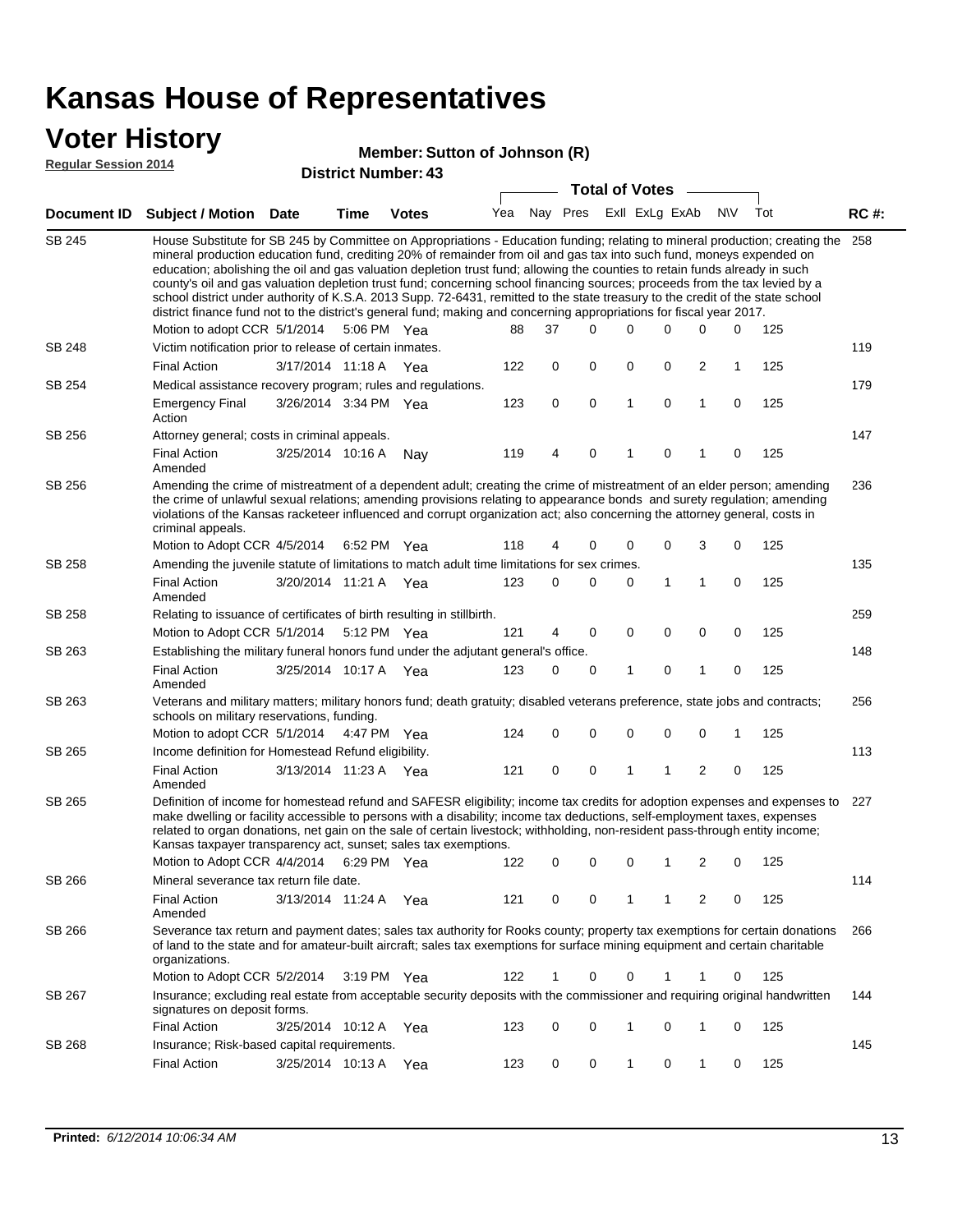# Kansas House of Representatives

## Voter History

**Regular Session 2014**

**Member: Sutton of Johnson (R)**

**District Number: 43**

| Document ID | Subject / Motion | Date | Time | Votes | Yea | Nay | Pres | ExII | ExLg | ExAb | N\V | Tot | RC #: |
|---|---|---|---|---|---|---|---|---|---|---|---|---|---|
| SB 245 | House Substitute for SB 245 by Committee on Appropriations - Education funding; relating to mineral production; creating the mineral production education fund, crediting 20% of remainder from oil and gas tax into such fund, moneys expended on education; abolishing the oil and gas valuation depletion trust fund; allowing the counties to retain funds already in such county's oil and gas valuation depletion trust fund; concerning school financing sources; proceeds from the tax levied by a school district under authority of K.S.A. 2013 Supp. 72-6431, remitted to the state treasury to the credit of the state school district finance fund not to the district's general fund; making and concerning appropriations for fiscal year 2017. | | | | | | | | | | | | 258 |
| | Motion to adopt CCR | 5/1/2014 | 5:06 PM | Yea | 88 | 37 | 0 | 0 | 0 | 0 | 0 | 125 | |
| SB 248 | Victim notification prior to release of certain inmates. | | | | | | | | | | | | 119 |
| | Final Action | 3/17/2014 | 11:18 A | Yea | 122 | 0 | 0 | 0 | 0 | 2 | 1 | 125 | |
| SB 254 | Medical assistance recovery program; rules and regulations. | | | | | | | | | | | | 179 |
| | Emergency Final Action | 3/26/2014 | 3:34 PM | Yea | 123 | 0 | 0 | 1 | 0 | 1 | 0 | 125 | |
| SB 256 | Attorney general; costs in criminal appeals. | | | | | | | | | | | | 147 |
| | Final Action Amended | 3/25/2014 | 10:16 A | Nay | 119 | 4 | 0 | 1 | 0 | 1 | 0 | 125 | |
| SB 256 | Amending the crime of mistreatment of a dependent adult; creating the crime of mistreatment of an elder person; amending the crime of unlawful sexual relations; amending provisions relating to appearance bonds and surety regulation; amending violations of the Kansas racketeer influenced and corrupt organization act; also concerning the attorney general, costs in criminal appeals. | | | | | | | | | | | | 236 |
| | Motion to Adopt CCR | 4/5/2014 | 6:52 PM | Yea | 118 | 4 | 0 | 0 | 0 | 3 | 0 | 125 | |
| SB 258 | Amending the juvenile statute of limitations to match adult time limitations for sex crimes. | | | | | | | | | | | | 135 |
| | Final Action Amended | 3/20/2014 | 11:21 A | Yea | 123 | 0 | 0 | 0 | 1 | 1 | 0 | 125 | |
| SB 258 | Relating to issuance of certificates of birth resulting in stillbirth. | | | | | | | | | | | | 259 |
| | Motion to Adopt CCR | 5/1/2014 | 5:12 PM | Yea | 121 | 4 | 0 | 0 | 0 | 0 | 0 | 125 | |
| SB 263 | Establishing the military funeral honors fund under the adjutant general's office. | | | | | | | | | | | | 148 |
| | Final Action Amended | 3/25/2014 | 10:17 A | Yea | 123 | 0 | 0 | 1 | 0 | 1 | 0 | 125 | |
| SB 263 | Veterans and military matters; military honors fund; death gratuity; disabled veterans preference, state jobs and contracts; schools on military reservations, funding. | | | | | | | | | | | | 256 |
| | Motion to adopt CCR | 5/1/2014 | 4:47 PM | Yea | 124 | 0 | 0 | 0 | 0 | 0 | 1 | 125 | |
| SB 265 | Income definition for Homestead Refund eligibility. | | | | | | | | | | | | 113 |
| | Final Action Amended | 3/13/2014 | 11:23 A | Yea | 121 | 0 | 0 | 1 | 1 | 2 | 0 | 125 | |
| SB 265 | Definition of income for homestead refund and SAFESR eligibility; income tax credits for adoption expenses and expenses to make dwelling or facility accessible to persons with a disability; income tax deductions, self-employment taxes, expenses related to organ donations, net gain on the sale of certain livestock; withholding, non-resident pass-through entity income; Kansas taxpayer transparency act, sunset; sales tax exemptions. | | | | | | | | | | | | 227 |
| | Motion to Adopt CCR | 4/4/2014 | 6:29 PM | Yea | 122 | 0 | 0 | 0 | 1 | 2 | 0 | 125 | |
| SB 266 | Mineral severance tax return file date. | | | | | | | | | | | | 114 |
| | Final Action Amended | 3/13/2014 | 11:24 A | Yea | 121 | 0 | 0 | 1 | 1 | 2 | 0 | 125 | |
| SB 266 | Severance tax return and payment dates; sales tax authority for Rooks county; property tax exemptions for certain donations of land to the state and for amateur-built aircraft; sales tax exemptions for surface mining equipment and certain charitable organizations. | | | | | | | | | | | | 266 |
| | Motion to Adopt CCR | 5/2/2014 | 3:19 PM | Yea | 122 | 1 | 0 | 0 | 1 | 1 | 0 | 125 | |
| SB 267 | Insurance; excluding real estate from acceptable security deposits with the commissioner and requiring original handwritten signatures on deposit forms. | | | | | | | | | | | | 144 |
| | Final Action | 3/25/2014 | 10:12 A | Yea | 123 | 0 | 0 | 1 | 0 | 1 | 0 | 125 | |
| SB 268 | Insurance; Risk-based capital requirements. | | | | | | | | | | | | 145 |
| | Final Action | 3/25/2014 | 10:13 A | Yea | 123 | 0 | 0 | 1 | 0 | 1 | 0 | 125 | |

**Printed:** *6/12/2014 10:06:34 AM*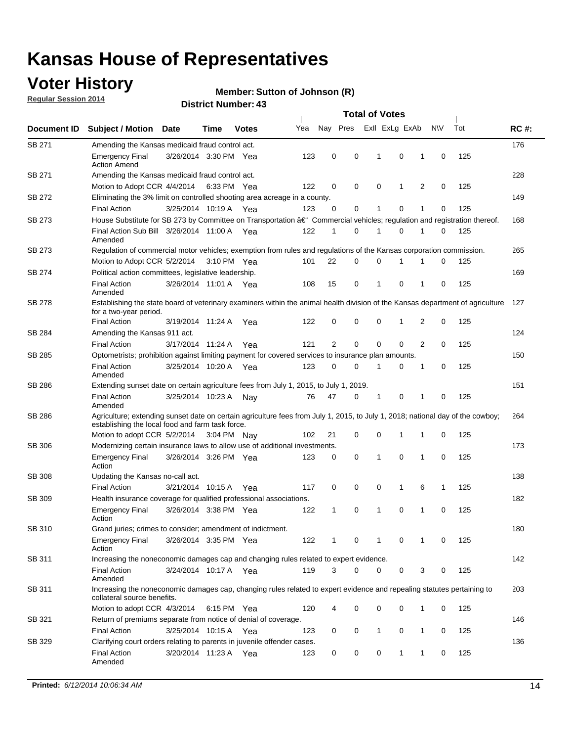# Kansas House of Representatives

## Voter History

**Regular Session 2014**

**Member: Sutton of Johnson (R)**

**District Number: 43**

| Document ID | Subject / Motion | Date | Time | Votes | Yea | Nay | Pres | ExII | ExLg | ExAb | N\V | Tot | RC #: |
|---|---|---|---|---|---|---|---|---|---|---|---|---|---|
| SB 271 | Amending the Kansas medicaid fraud control act. | | | | | | | | | | | | 176 |
| | Emergency Final Action Amend | 3/26/2014 | 3:30 PM | Yea | 123 | 0 | 0 | 1 | 0 | 1 | 0 | 125 | |
| SB 271 | Amending the Kansas medicaid fraud control act. | | | | | | | | | | | | 228 |
| | Motion to Adopt CCR | 4/4/2014 | 6:33 PM | Yea | 122 | 0 | 0 | 0 | 1 | 2 | 0 | 125 | |
| SB 272 | Eliminating the 3% limit on controlled shooting area acreage in a county. | | | | | | | | | | | | 149 |
| | Final Action | 3/25/2014 | 10:19 A | Yea | 123 | 0 | 0 | 1 | 0 | 1 | 0 | 125 | |
| SB 273 | House Substitute for SB 273 by Committee on Transportation â€" Commercial vehicles; regulation and registration thereof. | | | | | | | | | | | | 168 |
| | Final Action Sub Bill Amended | 3/26/2014 | 11:00 A | Yea | 122 | 1 | 0 | 1 | 0 | 1 | 0 | 125 | |
| SB 273 | Regulation of commercial motor vehicles; exemption from rules and regulations of the Kansas corporation commission. | | | | | | | | | | | | 265 |
| | Motion to Adopt CCR | 5/2/2014 | 3:10 PM | Yea | 101 | 22 | 0 | 0 | 1 | 1 | 0 | 125 | |
| SB 274 | Political action committees, legislative leadership. | | | | | | | | | | | | 169 |
| | Final Action Amended | 3/26/2014 | 11:01 A | Yea | 108 | 15 | 0 | 1 | 0 | 1 | 0 | 125 | |
| SB 278 | Establishing the state board of veterinary examiners within the animal health division of the Kansas department of agriculture for a two-year period. | | | | | | | | | | | | 127 |
| | Final Action | 3/19/2014 | 11:24 A | Yea | 122 | 0 | 0 | 0 | 1 | 2 | 0 | 125 | |
| SB 284 | Amending the Kansas 911 act. | | | | | | | | | | | | 124 |
| | Final Action | 3/17/2014 | 11:24 A | Yea | 121 | 2 | 0 | 0 | 0 | 2 | 0 | 125 | |
| SB 285 | Optometrists; prohibition against limiting payment for covered services to insurance plan amounts. | | | | | | | | | | | | 150 |
| | Final Action Amended | 3/25/2014 | 10:20 A | Yea | 123 | 0 | 0 | 1 | 0 | 1 | 0 | 125 | |
| SB 286 | Extending sunset date on certain agriculture fees from July 1, 2015, to July 1, 2019. | | | | | | | | | | | | 151 |
| | Final Action Amended | 3/25/2014 | 10:23 A | Nay | 76 | 47 | 0 | 1 | 0 | 1 | 0 | 125 | |
| SB 286 | Agriculture; extending sunset date on certain agriculture fees from July 1, 2015, to July 1, 2018; national day of the cowboy; establishing the local food and farm task force. | | | | | | | | | | | | 264 |
| | Motion to adopt CCR | 5/2/2014 | 3:04 PM | Nay | 102 | 21 | 0 | 0 | 1 | 1 | 0 | 125 | |
| SB 306 | Modernizing certain insurance laws to allow use of additional investments. | | | | | | | | | | | | 173 |
| | Emergency Final Action | 3/26/2014 | 3:26 PM | Yea | 123 | 0 | 0 | 1 | 0 | 1 | 0 | 125 | |
| SB 308 | Updating the Kansas no-call act. | | | | | | | | | | | | 138 |
| | Final Action | 3/21/2014 | 10:15 A | Yea | 117 | 0 | 0 | 0 | 1 | 6 | 1 | 125 | |
| SB 309 | Health insurance coverage for qualified professional associations. | | | | | | | | | | | | 182 |
| | Emergency Final Action | 3/26/2014 | 3:38 PM | Yea | 122 | 1 | 0 | 1 | 0 | 1 | 0 | 125 | |
| SB 310 | Grand juries; crimes to consider; amendment of indictment. | | | | | | | | | | | | 180 |
| | Emergency Final Action | 3/26/2014 | 3:35 PM | Yea | 122 | 1 | 0 | 1 | 0 | 1 | 0 | 125 | |
| SB 311 | Increasing the noneconomic damages cap and changing rules related to expert evidence. | | | | | | | | | | | | 142 |
| | Final Action Amended | 3/24/2014 | 10:17 A | Yea | 119 | 3 | 0 | 0 | 0 | 3 | 0 | 125 | |
| SB 311 | Increasing the noneconomic damages cap, changing rules related to expert evidence and repealing statutes pertaining to collateral source benefits. | | | | | | | | | | | | 203 |
| | Motion to adopt CCR | 4/3/2014 | 6:15 PM | Yea | 120 | 4 | 0 | 0 | 0 | 1 | 0 | 125 | |
| SB 321 | Return of premiums separate from notice of denial of coverage. | | | | | | | | | | | | 146 |
| | Final Action | 3/25/2014 | 10:15 A | Yea | 123 | 0 | 0 | 1 | 0 | 1 | 0 | 125 | |
| SB 329 | Clarifying court orders relating to parents in juvenile offender cases. | | | | | | | | | | | | 136 |
| | Final Action Amended | 3/20/2014 | 11:23 A | Yea | 123 | 0 | 0 | 0 | 1 | 1 | 0 | 125 | |

**Printed:** *6/12/2014 10:06:34 AM*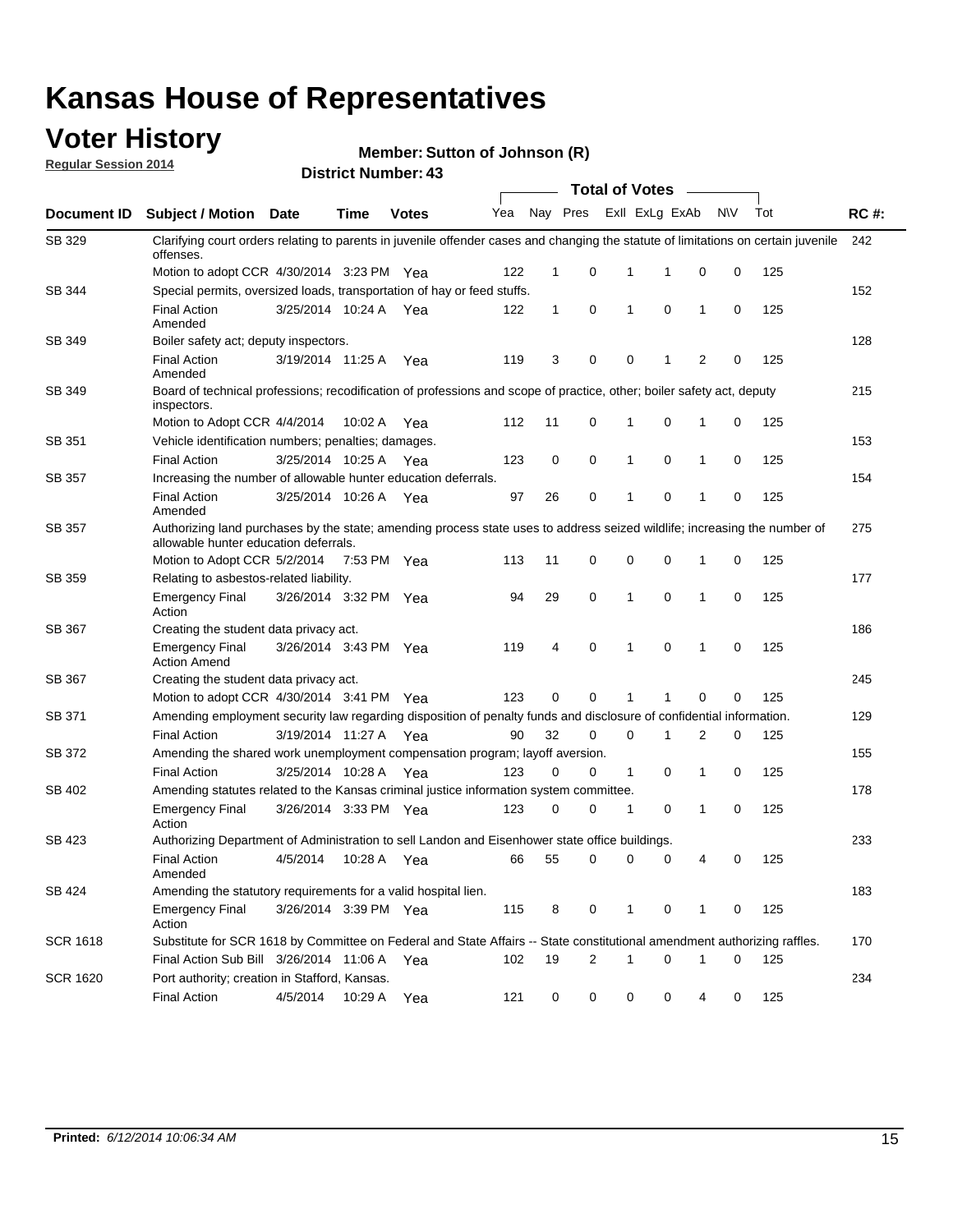# Kansas House of Representatives

## Voter History

**Regular Session 2014**

**Member: Sutton of Johnson (R)**

**District Number: 43**

| Document ID | Subject / Motion | Date | Time | Votes | Yea | Nay | Pres | ExII | ExLg | ExAb | N\V | Tot | RC #: |
|---|---|---|---|---|---|---|---|---|---|---|---|---|---|
| SB 329 | Clarifying court orders relating to parents in juvenile offender cases and changing the statute of limitations on certain juvenile offenses. | | | | | | | | | | | | 242 |
| | Motion to adopt CCR | 4/30/2014 | 3:23 PM | Yea | 122 | 1 | 0 | 1 | 1 | 0 | 0 | 125 | |
| SB 344 | Special permits, oversized loads, transportation of hay or feed stuffs. | | | | | | | | | | | | 152 |
| | Final Action Amended | 3/25/2014 | 10:24 A | Yea | 122 | 1 | 0 | 1 | 0 | 1 | 0 | 125 | |
| SB 349 | Boiler safety act; deputy inspectors. | | | | | | | | | | | | 128 |
| | Final Action Amended | 3/19/2014 | 11:25 A | Yea | 119 | 3 | 0 | 0 | 1 | 2 | 0 | 125 | |
| SB 349 | Board of technical professions; recodification of professions and scope of practice, other; boiler safety act, deputy inspectors. | | | | | | | | | | | | 215 |
| | Motion to Adopt CCR | 4/4/2014 | 10:02 A | Yea | 112 | 11 | 0 | 1 | 0 | 1 | 0 | 125 | |
| SB 351 | Vehicle identification numbers; penalties; damages. | | | | | | | | | | | | 153 |
| | Final Action | 3/25/2014 | 10:25 A | Yea | 123 | 0 | 0 | 1 | 0 | 1 | 0 | 125 | |
| SB 357 | Increasing the number of allowable hunter education deferrals. | | | | | | | | | | | | 154 |
| | Final Action Amended | 3/25/2014 | 10:26 A | Yea | 97 | 26 | 0 | 1 | 0 | 1 | 0 | 125 | |
| SB 357 | Authorizing land purchases by the state; amending process state uses to address seized wildlife; increasing the number of allowable hunter education deferrals. | | | | | | | | | | | | 275 |
| | Motion to Adopt CCR | 5/2/2014 | 7:53 PM | Yea | 113 | 11 | 0 | 0 | 0 | 1 | 0 | 125 | |
| SB 359 | Relating to asbestos-related liability. | | | | | | | | | | | | 177 |
| | Emergency Final Action | 3/26/2014 | 3:32 PM | Yea | 94 | 29 | 0 | 1 | 0 | 1 | 0 | 125 | |
| SB 367 | Creating the student data privacy act. | | | | | | | | | | | | 186 |
| | Emergency Final Action Amend | 3/26/2014 | 3:43 PM | Yea | 119 | 4 | 0 | 1 | 0 | 1 | 0 | 125 | |
| SB 367 | Creating the student data privacy act. | | | | | | | | | | | | 245 |
| | Motion to adopt CCR | 4/30/2014 | 3:41 PM | Yea | 123 | 0 | 0 | 1 | 1 | 0 | 0 | 125 | |
| SB 371 | Amending employment security law regarding disposition of penalty funds and disclosure of confidential information. | | | | | | | | | | | | 129 |
| | Final Action | 3/19/2014 | 11:27 A | Yea | 90 | 32 | 0 | 0 | 1 | 2 | 0 | 125 | |
| SB 372 | Amending the shared work unemployment compensation program; layoff aversion. | | | | | | | | | | | | 155 |
| | Final Action | 3/25/2014 | 10:28 A | Yea | 123 | 0 | 0 | 1 | 0 | 1 | 0 | 125 | |
| SB 402 | Amending statutes related to the Kansas criminal justice information system committee. | | | | | | | | | | | | 178 |
| | Emergency Final Action | 3/26/2014 | 3:33 PM | Yea | 123 | 0 | 0 | 1 | 0 | 1 | 0 | 125 | |
| SB 423 | Authorizing Department of Administration to sell Landon and Eisenhower state office buildings. | | | | | | | | | | | | 233 |
| | Final Action Amended | 4/5/2014 | 10:28 A | Yea | 66 | 55 | 0 | 0 | 0 | 4 | 0 | 125 | |
| SB 424 | Amending the statutory requirements for a valid hospital lien. | | | | | | | | | | | | 183 |
| | Emergency Final Action | 3/26/2014 | 3:39 PM | Yea | 115 | 8 | 0 | 1 | 0 | 1 | 0 | 125 | |
| SCR 1618 | Substitute for SCR 1618 by Committee on Federal and State Affairs -- State constitutional amendment authorizing raffles. | | | | | | | | | | | | 170 |
| | Final Action Sub Bill | 3/26/2014 | 11:06 A | Yea | 102 | 19 | 2 | 1 | 0 | 1 | 0 | 125 | |
| SCR 1620 | Port authority; creation in Stafford, Kansas. | | | | | | | | | | | | 234 |
| | Final Action | 4/5/2014 | 10:29 A | Yea | 121 | 0 | 0 | 0 | 0 | 4 | 0 | 125 | |

**Printed:** *6/12/2014 10:06:34 AM*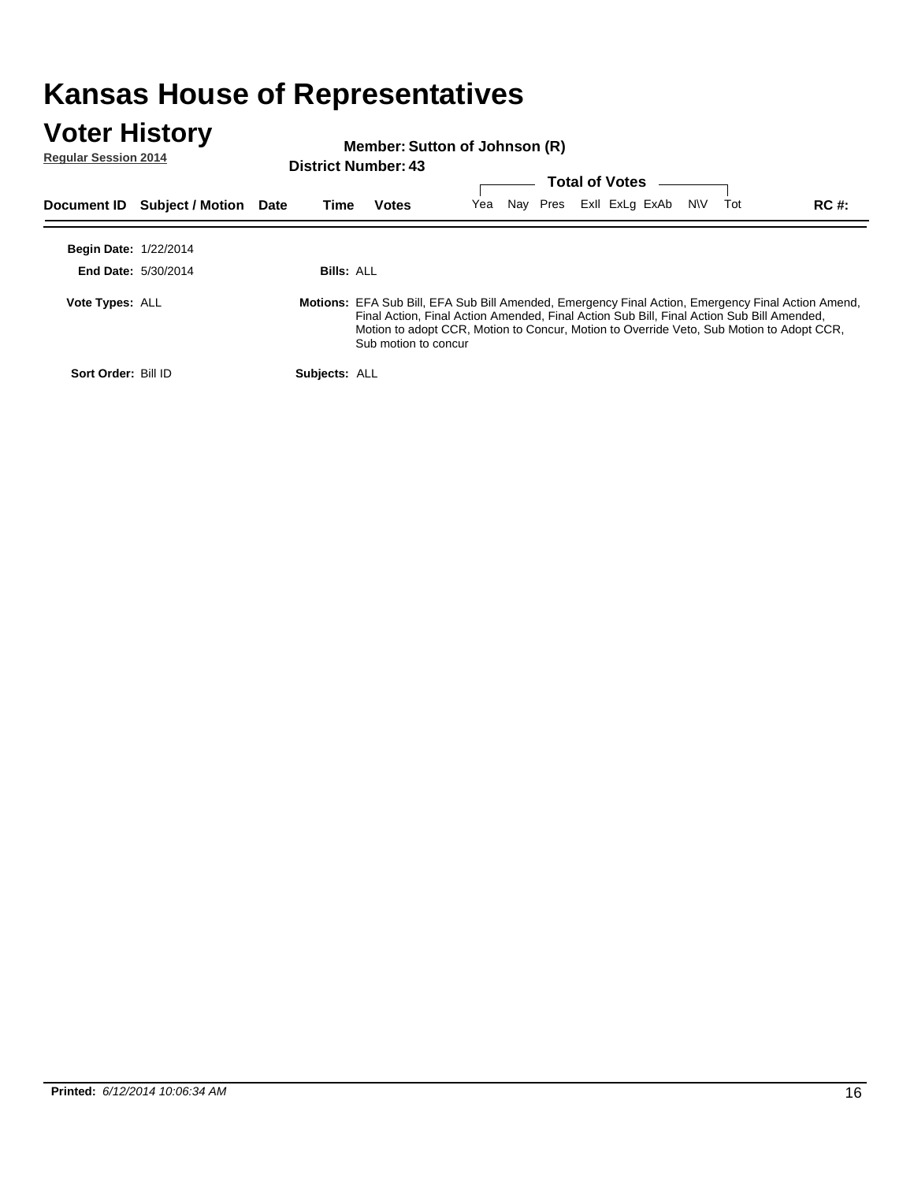# Kansas House of Representatives

## Voter History

**Regular Session 2014**

**Member: Sutton of Johnson (R)**

**District Number: 43**

| Document ID | Subject / Motion | Date | Time | Votes | Yea | Nay | Pres | ExII | ExLg | ExAb | N\V | Tot | RC #: |
|---|---|---|---|---|---|---|---|---|---|---|---|---|---|

(Yea through Tot: Total of Votes)

**Begin Date:** 1/22/2014

**End Date:** 5/30/2014

**Bills:** ALL

**Vote Types:** ALL

**Motions:** EFA Sub Bill, EFA Sub Bill Amended, Emergency Final Action, Emergency Final Action Amend, Final Action, Final Action Amended, Final Action Sub Bill, Final Action Sub Bill Amended, Motion to adopt CCR, Motion to Concur, Motion to Override Veto, Sub Motion to Adopt CCR, Sub motion to concur

**Sort Order:** Bill ID

**Subjects:** ALL

**Printed:** *6/12/2014 10:06:34 AM*